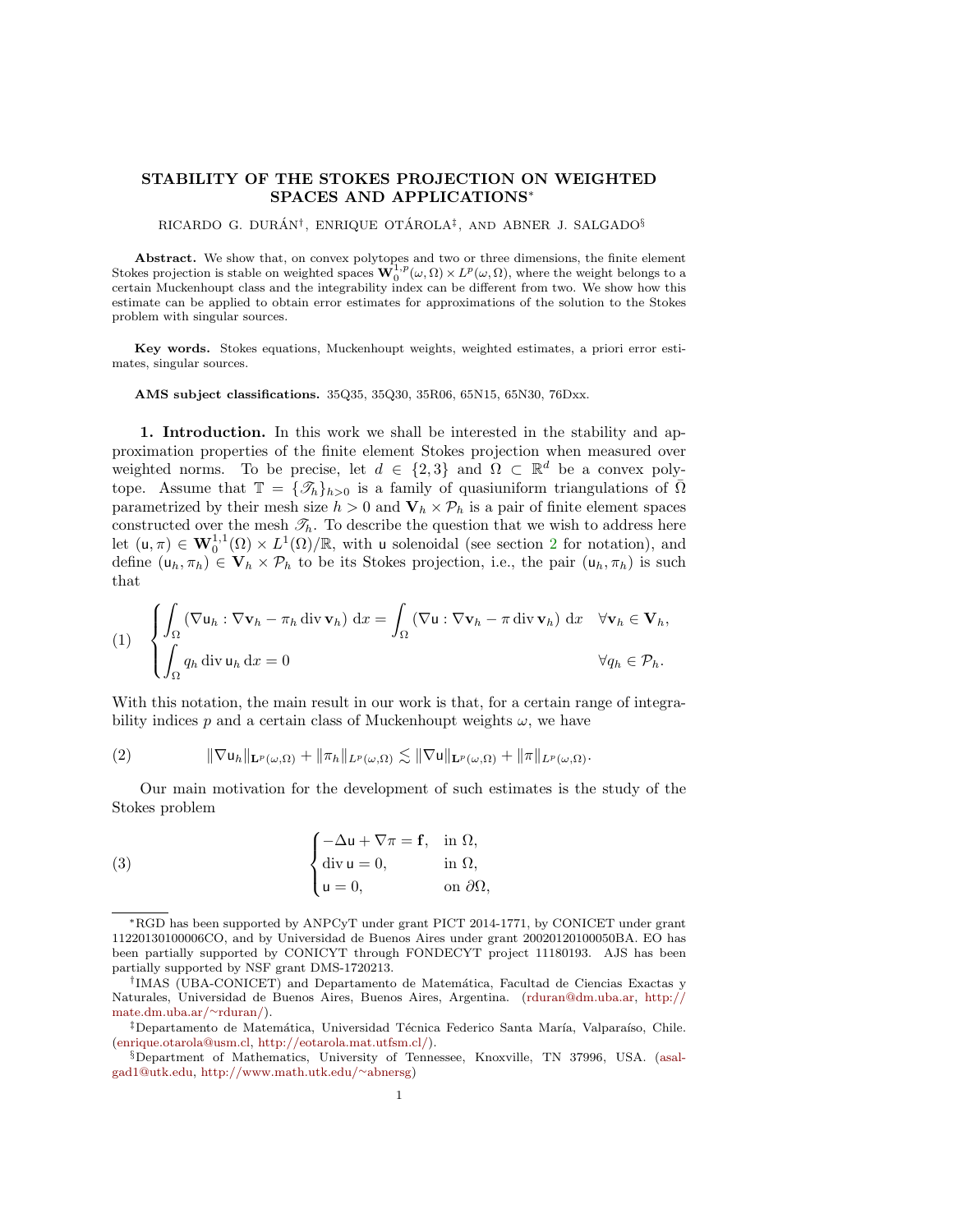# STABILITY OF THE STOKES PROJECTION ON WEIGHTED SPACES AND APPLICATIONS*

RICARDO G. DURÁN†, ENRIQUE OTÁROLA‡, AND ABNER J. SALGADO§

**Abstract.** We show that, on convex polytopes and two or three dimensions, the finite element Stokes projection is stable on weighted spaces $\mathbf{W}_0^{1,p}(\omega,\Omega) \times L^p(\omega,\Omega)$, where the weight belongs to a certain Muckenhoupt class and the integrability index can be different from two. We show how this estimate can be applied to obtain error estimates for approximations of the solution to the Stokes problem with singular sources.

**Key words.** Stokes equations, Muckenhoupt weights, weighted estimates, a priori error estimates, singular sources.

**AMS subject classifications.** 35Q35, 35Q30, 35R06, 65N15, 65N30, 76Dxx.

## 1. Introduction.

In this work we shall be interested in the stability and approximation properties of the finite element Stokes projection when measured over weighted norms. To be precise, let $d \in \{2,3\}$ and $\Omega \subset \mathbb{R}^d$ be a convex polytope. Assume that $\mathbb{T} = \{\mathscr{T}_h\}_{h>0}$ is a family of quasiuniform triangulations of $\bar{\Omega}$ parametrized by their mesh size $h > 0$ and $\mathbf{V}_h \times \mathcal{P}_h$ is a pair of finite element spaces constructed over the mesh $\mathscr{T}_h$. To describe the question that we wish to address here let $(\mathsf{u}, \pi) \in \mathbf{W}_0^{1,1}(\Omega) \times L^1(\Omega)/\mathbb{R}$, with $\mathsf{u}$ solenoidal (see section 2 for notation), and define $(\mathsf{u}_h, \pi_h) \in \mathbf{V}_h \times \mathcal{P}_h$ to be its Stokes projection, i.e., the pair $(\mathsf{u}_h, \pi_h)$ is such that

$$
(1) \quad \begin{cases} \displaystyle\int_\Omega \left(\nabla \mathsf{u}_h : \nabla \mathbf{v}_h - \pi_h \operatorname{div} \mathbf{v}_h\right) \,\mathrm{d}x = \int_\Omega \left(\nabla \mathsf{u} : \nabla \mathbf{v}_h - \pi \operatorname{div} \mathbf{v}_h\right) \,\mathrm{d}x & \forall \mathbf{v}_h \in \mathbf{V}_h, \\ \displaystyle\int_\Omega q_h \operatorname{div} \mathsf{u}_h \,\mathrm{d}x = 0 & \forall q_h \in \mathcal{P}_h. \end{cases}
$$

With this notation, the main result in our work is that, for a certain range of integrability indices $p$ and a certain class of Muckenhoupt weights $\omega$, we have

$$
(2) \qquad \|\nabla \mathsf{u}_h\|_{\mathbf{L}^p(\omega,\Omega)} + \|\pi_h\|_{L^p(\omega,\Omega)} \lesssim \|\nabla \mathsf{u}\|_{\mathbf{L}^p(\omega,\Omega)} + \|\pi\|_{L^p(\omega,\Omega)}.
$$

Our main motivation for the development of such estimates is the study of the Stokes problem

$$
(3) \qquad \begin{cases} -\Delta \mathsf{u} + \nabla \pi = \mathbf{f}, & \text{in } \Omega, \\ \operatorname{div} \mathsf{u} = 0, & \text{in } \Omega, \\ \mathsf{u} = 0, & \text{on } \partial\Omega, \end{cases}
$$

---

*RGD has been supported by ANPCyT under grant PICT 2014-1771, by CONICET under grant 11220130100006CO, and by Universidad de Buenos Aires under grant 20020120100050BA. EO has been partially supported by CONICYT through FONDECYT project 11180193. AJS has been partially supported by NSF grant DMS-1720213.

†IMAS (UBA-CONICET) and Departamento de Matemática, Facultad de Ciencias Exactas y Naturales, Universidad de Buenos Aires, Buenos Aires, Argentina. (rduran@dm.uba.ar, http://mate.dm.uba.ar/~rduran/).

‡Departamento de Matemática, Universidad Técnica Federico Santa María, Valparaíso, Chile. (enrique.otarola@usm.cl, http://eotarola.mat.utfsm.cl/).

§Department of Mathematics, University of Tennessee, Knoxville, TN 37996, USA. (asalgad1@utk.edu, http://www.math.utk.edu/~abnersg)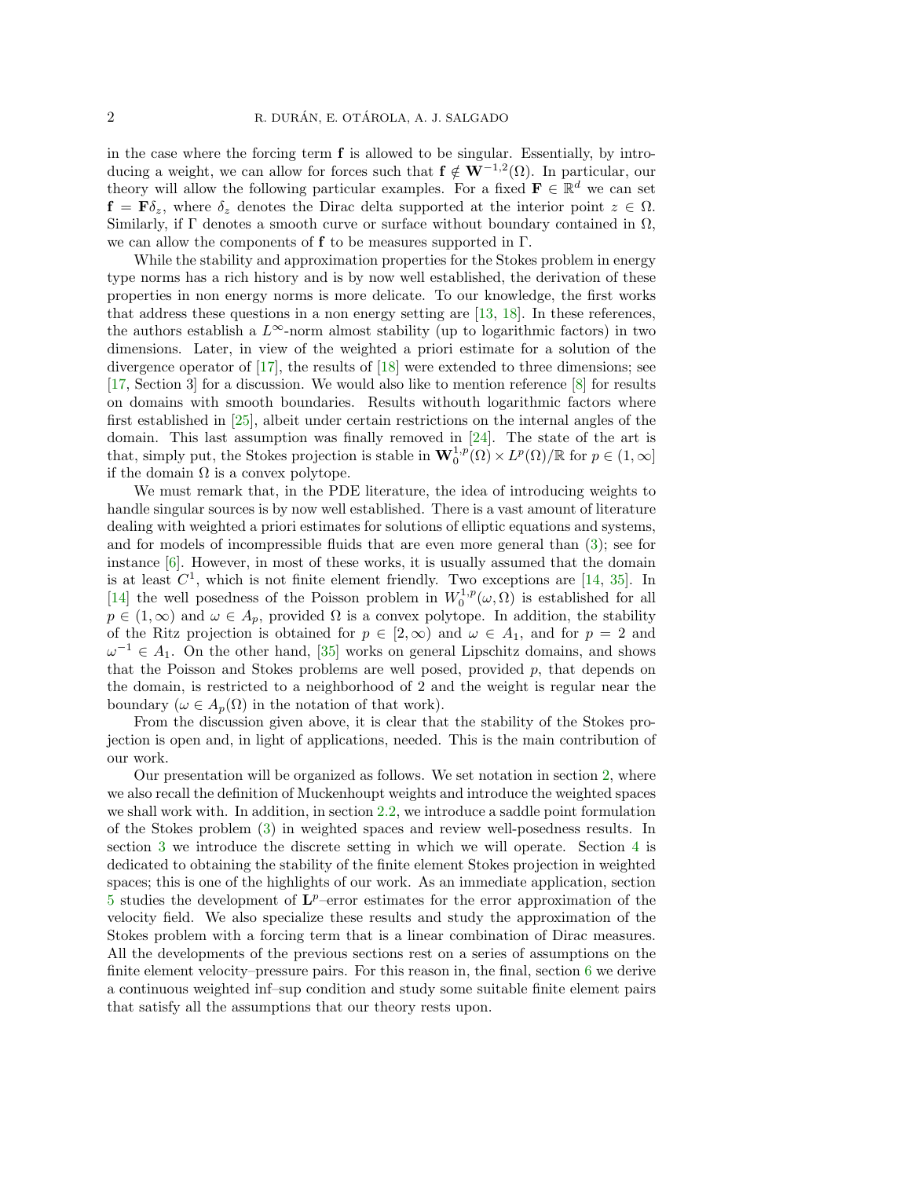in the case where the forcing term $\mathbf{f}$ is allowed to be singular. Essentially, by introducing a weight, we can allow for forces such that $\mathbf{f} \notin \mathbf{W}^{-1,2}(\Omega)$. In particular, our theory will allow the following particular examples. For a fixed $\mathbf{F} \in \mathbb{R}^d$ we can set $\mathbf{f} = \mathbf{F}\delta_z$, where $\delta_z$ denotes the Dirac delta supported at the interior point $z \in \Omega$. Similarly, if $\Gamma$ denotes a smooth curve or surface without boundary contained in $\Omega$, we can allow the components of $\mathbf{f}$ to be measures supported in $\Gamma$.

While the stability and approximation properties for the Stokes problem in energy type norms has a rich history and is by now well established, the derivation of these properties in non energy norms is more delicate. To our knowledge, the first works that address these questions in a non energy setting are [13, 18]. In these references, the authors establish a $L^\infty$-norm almost stability (up to logarithmic factors) in two dimensions. Later, in view of the weighted a priori estimate for a solution of the divergence operator of [17], the results of [18] were extended to three dimensions; see [17, Section 3] for a discussion. We would also like to mention reference [8] for results on domains with smooth boundaries. Results withouth logarithmic factors where first established in [25], albeit under certain restrictions on the internal angles of the domain. This last assumption was finally removed in [24]. The state of the art is that, simply put, the Stokes projection is stable in $\mathbf{W}_0^{1,p}(\Omega) \times L^p(\Omega)/\mathbb{R}$ for $p \in (1, \infty]$ if the domain $\Omega$ is a convex polytope.

We must remark that, in the PDE literature, the idea of introducing weights to handle singular sources is by now well established. There is a vast amount of literature dealing with weighted a priori estimates for solutions of elliptic equations and systems, and for models of incompressible fluids that are even more general than (3); see for instance [6]. However, in most of these works, it is usually assumed that the domain is at least $C^1$, which is not finite element friendly. Two exceptions are [14, 35]. In [14] the well posedness of the Poisson problem in $W_0^{1,p}(\omega, \Omega)$ is established for all $p \in (1, \infty)$ and $\omega \in A_p$, provided $\Omega$ is a convex polytope. In addition, the stability of the Ritz projection is obtained for $p \in [2, \infty)$ and $\omega \in A_1$, and for $p = 2$ and $\omega^{-1} \in A_1$. On the other hand, [35] works on general Lipschitz domains, and shows that the Poisson and Stokes problems are well posed, provided $p$, that depends on the domain, is restricted to a neighborhood of 2 and the weight is regular near the boundary ($\omega \in A_p(\Omega)$ in the notation of that work).

From the discussion given above, it is clear that the stability of the Stokes projection is open and, in light of applications, needed. This is the main contribution of our work.

Our presentation will be organized as follows. We set notation in section 2, where we also recall the definition of Muckenhoupt weights and introduce the weighted spaces we shall work with. In addition, in section 2.2, we introduce a saddle point formulation of the Stokes problem (3) in weighted spaces and review well-posedness results. In section 3 we introduce the discrete setting in which we will operate. Section 4 is dedicated to obtaining the stability of the finite element Stokes projection in weighted spaces; this is one of the highlights of our work. As an immediate application, section 5 studies the development of $\mathbf{L}^p$–error estimates for the error approximation of the velocity field. We also specialize these results and study the approximation of the Stokes problem with a forcing term that is a linear combination of Dirac measures. All the developments of the previous sections rest on a series of assumptions on the finite element velocity–pressure pairs. For this reason in, the final, section 6 we derive a continuous weighted inf–sup condition and study some suitable finite element pairs that satisfy all the assumptions that our theory rests upon.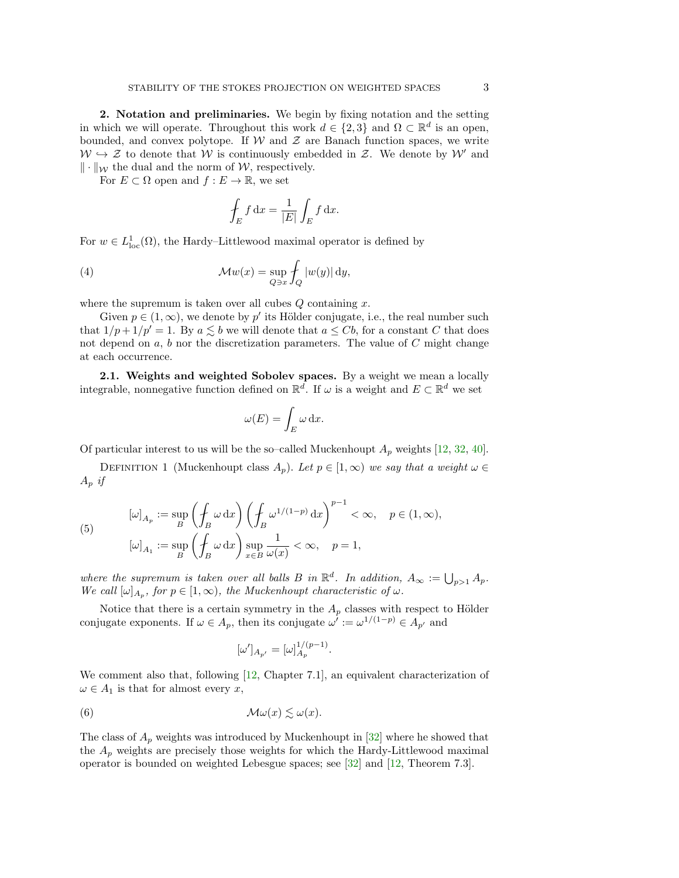## 2. Notation and preliminaries.

We begin by fixing notation and the setting in which we will operate. Throughout this work $d \in \{2,3\}$ and $\Omega \subset \mathbb{R}^d$ is an open, bounded, and convex polytope. If $\mathcal{W}$ and $\mathcal{Z}$ are Banach function spaces, we write $\mathcal{W} \hookrightarrow \mathcal{Z}$ to denote that $\mathcal{W}$ is continuously embedded in $\mathcal{Z}$. We denote by $\mathcal{W}'$ and $\|\cdot\|_{\mathcal{W}}$ the dual and the norm of $\mathcal{W}$, respectively.

For $E \subset \Omega$ open and $f : E \to \mathbb{R}$, we set

$$\fint_E f \,\mathrm{d}x = \frac{1}{|E|} \int_E f \,\mathrm{d}x.$$

For $w \in L^1_{\mathrm{loc}}(\Omega)$, the Hardy–Littlewood maximal operator is defined by

$$\mathcal{M}w(x) = \sup_{Q \ni x} \fint_Q |w(y)| \,\mathrm{d}y, \tag{4}$$

where the supremum is taken over all cubes $Q$ containing $x$.

Given $p \in (1,\infty)$, we denote by $p'$ its Hölder conjugate, i.e., the real number such that $1/p + 1/p' = 1$. By $a \lesssim b$ we will denote that $a \le Cb$, for a constant $C$ that does not depend on $a$, $b$ nor the discretization parameters. The value of $C$ might change at each occurrence.

### 2.1. Weights and weighted Sobolev spaces.

By a weight we mean a locally integrable, nonnegative function defined on $\mathbb{R}^d$. If $\omega$ is a weight and $E \subset \mathbb{R}^d$ we set

$$\omega(E) = \int_E \omega \,\mathrm{d}x.$$

Of particular interest to us will be the so–called Muckenhoupt $A_p$ weights [12, 32, 40].

Definition 1 (Muckenhoupt class $A_p$). *Let $p \in [1,\infty)$ we say that a weight $\omega \in A_p$ if*

$$\begin{aligned}
[\omega]_{A_p} &:= \sup_B \left(\fint_B \omega \,\mathrm{d}x\right)\left(\fint_B \omega^{1/(1-p)} \,\mathrm{d}x\right)^{p-1} < \infty, \quad p \in (1,\infty), \\
[\omega]_{A_1} &:= \sup_B \left(\fint_B \omega \,\mathrm{d}x\right) \sup_{x \in B} \frac{1}{\omega(x)} < \infty, \quad p = 1,
\end{aligned} \tag{5}$$

*where the supremum is taken over all balls $B$ in $\mathbb{R}^d$. In addition, $A_\infty := \bigcup_{p>1} A_p$. We call $[\omega]_{A_p}$, for $p \in [1,\infty)$, the Muckenhoupt characteristic of $\omega$.*

Notice that there is a certain symmetry in the $A_p$ classes with respect to Hölder conjugate exponents. If $\omega \in A_p$, then its conjugate $\omega' := \omega^{1/(1-p)} \in A_{p'}$ and

$$[\omega']_{A_{p'}} = [\omega]_{A_p}^{1/(p-1)}.$$

We comment also that, following [12, Chapter 7.1], an equivalent characterization of $\omega \in A_1$ is that for almost every $x$,

$$\mathcal{M}\omega(x) \lesssim \omega(x). \tag{6}$$

The class of $A_p$ weights was introduced by Muckenhoupt in [32] where he showed that the $A_p$ weights are precisely those weights for which the Hardy-Littlewood maximal operator is bounded on weighted Lebesgue spaces; see [32] and [12, Theorem 7.3].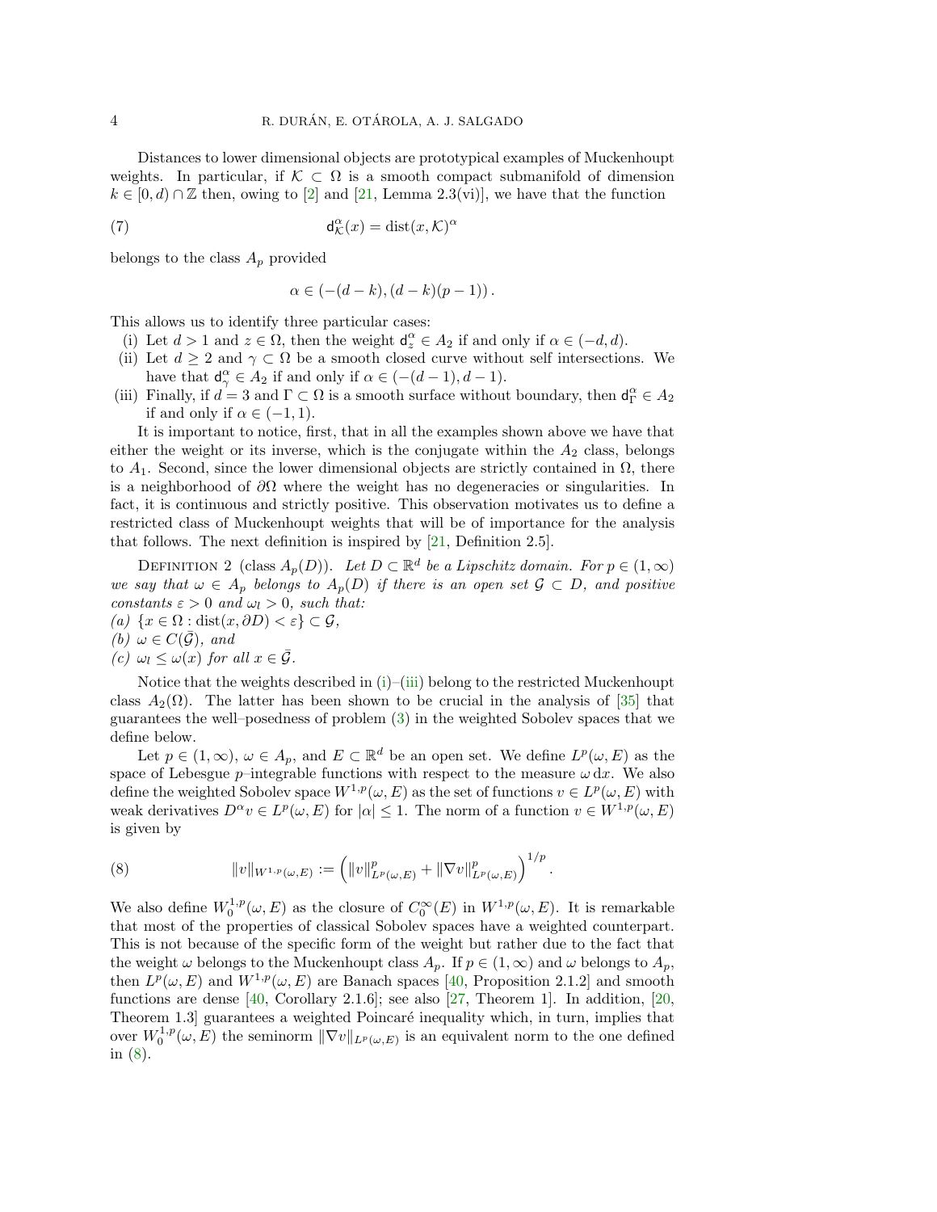Distances to lower dimensional objects are prototypical examples of Muckenhoupt weights. In particular, if $\mathcal{K} \subset \Omega$ is a smooth compact submanifold of dimension $k \in [0,d) \cap \mathbb{Z}$ then, owing to [2] and [21, Lemma 2.3(vi)], we have that the function

$$\mathsf{d}_{\mathcal{K}}^{\alpha}(x) = \operatorname{dist}(x, \mathcal{K})^{\alpha} \tag{7}$$

belongs to the class $A_p$ provided

$$\alpha \in \left(-(d-k), (d-k)(p-1)\right).$$

This allows us to identify three particular cases:

- (i) Let $d > 1$ and $z \in \Omega$, then the weight $\mathsf{d}_z^{\alpha} \in A_2$ if and only if $\alpha \in (-d, d)$.
- (ii) Let $d \geq 2$ and $\gamma \subset \Omega$ be a smooth closed curve without self intersections. We have that $\mathsf{d}_{\gamma}^{\alpha} \in A_2$ if and only if $\alpha \in (-(d-1), d-1)$.
- (iii) Finally, if $d = 3$ and $\Gamma \subset \Omega$ is a smooth surface without boundary, then $\mathsf{d}_{\Gamma}^{\alpha} \in A_2$ if and only if $\alpha \in (-1, 1)$.

It is important to notice, first, that in all the examples shown above we have that either the weight or its inverse, which is the conjugate within the $A_2$ class, belongs to $A_1$. Second, since the lower dimensional objects are strictly contained in $\Omega$, there is a neighborhood of $\partial\Omega$ where the weight has no degeneracies or singularities. In fact, it is continuous and strictly positive. This observation motivates us to define a restricted class of Muckenhoupt weights that will be of importance for the analysis that follows. The next definition is inspired by [21, Definition 2.5].

Definition 2 (class $A_p(D)$). *Let $D \subset \mathbb{R}^d$ be a Lipschitz domain. For $p \in (1, \infty)$ we say that $\omega \in A_p$ belongs to $A_p(D)$ if there is an open set $\mathcal{G} \subset D$, and positive constants $\varepsilon > 0$ and $\omega_l > 0$, such that:*

*(a) $\{x \in \Omega : \operatorname{dist}(x, \partial D) < \varepsilon\} \subset \mathcal{G}$,*

*(b) $\omega \in C(\bar{\mathcal{G}})$, and*

*(c) $\omega_l \leq \omega(x)$ for all $x \in \bar{\mathcal{G}}$.*

Notice that the weights described in (i)–(iii) belong to the restricted Muckenhoupt class $A_2(\Omega)$. The latter has been shown to be crucial in the analysis of [35] that guarantees the well–posedness of problem (3) in the weighted Sobolev spaces that we define below.

Let $p \in (1, \infty)$, $\omega \in A_p$, and $E \subset \mathbb{R}^d$ be an open set. We define $L^p(\omega, E)$ as the space of Lebesgue $p$–integrable functions with respect to the measure $\omega \, \mathrm{d}x$. We also define the weighted Sobolev space $W^{1,p}(\omega, E)$ as the set of functions $v \in L^p(\omega, E)$ with weak derivatives $D^{\alpha} v \in L^p(\omega, E)$ for $|\alpha| \leq 1$. The norm of a function $v \in W^{1,p}(\omega, E)$ is given by

$$\|v\|_{W^{1,p}(\omega,E)} := \left( \|v\|_{L^p(\omega,E)}^p + \|\nabla v\|_{L^p(\omega,E)}^p \right)^{1/p}. \tag{8}$$

We also define $W_0^{1,p}(\omega, E)$ as the closure of $C_0^{\infty}(E)$ in $W^{1,p}(\omega, E)$. It is remarkable that most of the properties of classical Sobolev spaces have a weighted counterpart. This is not because of the specific form of the weight but rather due to the fact that the weight $\omega$ belongs to the Muckenhoupt class $A_p$. If $p \in (1, \infty)$ and $\omega$ belongs to $A_p$, then $L^p(\omega, E)$ and $W^{1,p}(\omega, E)$ are Banach spaces [40, Proposition 2.1.2] and smooth functions are dense [40, Corollary 2.1.6]; see also [27, Theorem 1]. In addition, [20, Theorem 1.3] guarantees a weighted Poincaré inequality which, in turn, implies that over $W_0^{1,p}(\omega, E)$ the seminorm $\|\nabla v\|_{L^p(\omega,E)}$ is an equivalent norm to the one defined in (8).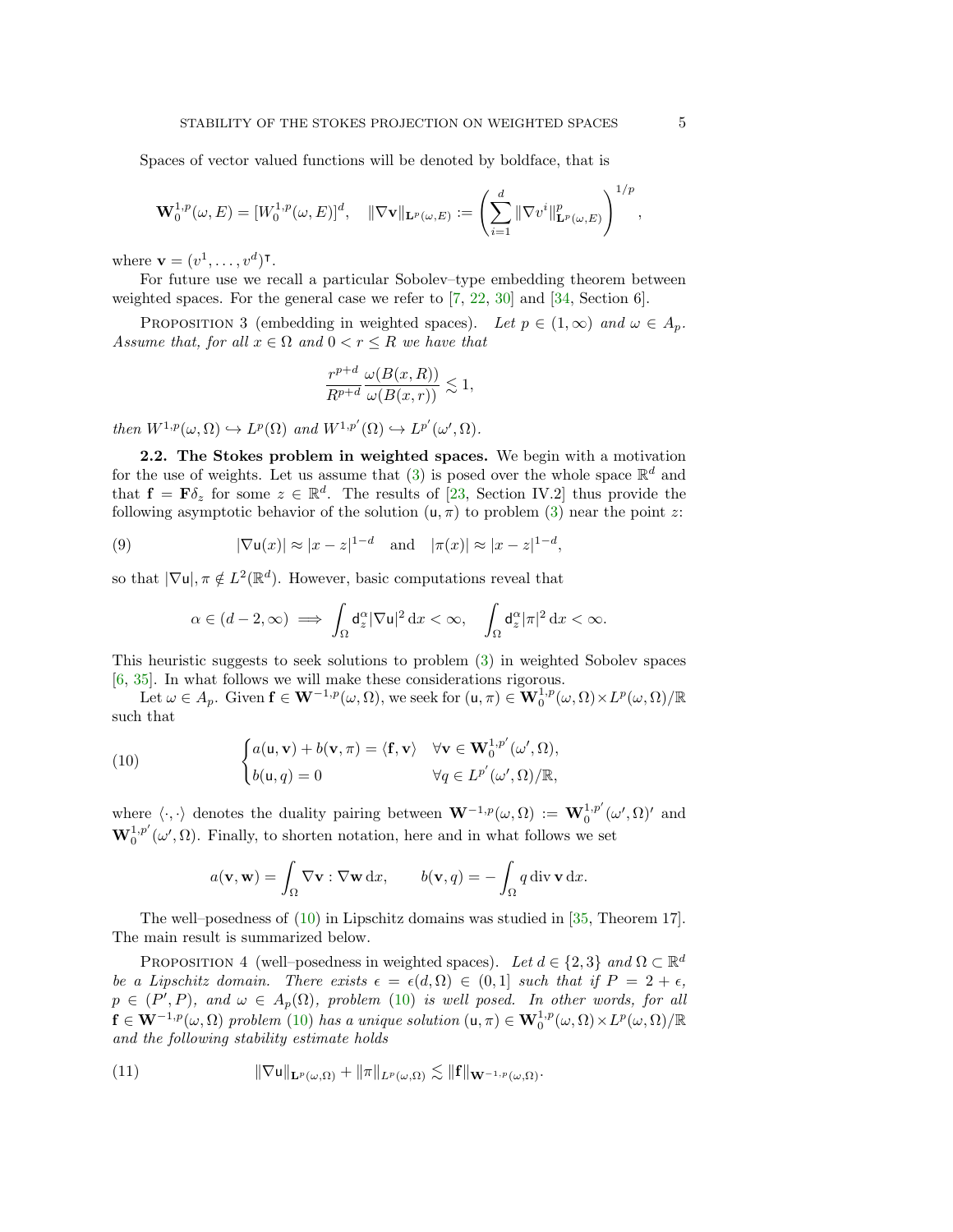Spaces of vector valued functions will be denoted by boldface, that is

$$\mathbf{W}_0^{1,p}(\omega, E) = [W_0^{1,p}(\omega, E)]^d, \quad \|\nabla \mathbf{v}\|_{\mathbf{L}^p(\omega,E)} := \left( \sum_{i=1}^d \|\nabla v^i\|^p_{\mathbf{L}^p(\omega,E)} \right)^{1/p},$$

where $\mathbf{v} = (v^1, \dots, v^d)^\intercal$.

For future use we recall a particular Sobolev–type embedding theorem between weighted spaces. For the general case we refer to [7, 22, 30] and [34, Section 6].

Proposition 3 (embedding in weighted spaces). *Let $p \in (1, \infty)$ and $\omega \in A_p$. Assume that, for all $x \in \Omega$ and $0 < r \leq R$ we have that*

$$\frac{r^{p+d}}{R^{p+d}} \frac{\omega(B(x,R))}{\omega(B(x,r))} \lesssim 1,$$

*then $W^{1,p}(\omega, \Omega) \hookrightarrow L^p(\Omega)$ and $W^{1,p'}(\Omega) \hookrightarrow L^{p'}(\omega', \Omega)$.*

**2.2. The Stokes problem in weighted spaces.** We begin with a motivation for the use of weights. Let us assume that (3) is posed over the whole space $\mathbb{R}^d$ and that $\mathbf{f} = \mathbf{F}\delta_z$ for some $z \in \mathbb{R}^d$. The results of [23, Section IV.2] thus provide the following asymptotic behavior of the solution $(\mathsf{u}, \pi)$ to problem (3) near the point $z$:

$$|\nabla \mathsf{u}(x)| \approx |x - z|^{1-d} \quad \text{and} \quad |\pi(x)| \approx |x - z|^{1-d}, \tag{9}$$

so that $|\nabla \mathsf{u}|, \pi \notin L^2(\mathbb{R}^d)$. However, basic computations reveal that

$$\alpha \in (d-2, \infty) \implies \int_\Omega \mathsf{d}_z^\alpha |\nabla \mathsf{u}|^2 \, \mathrm{d}x < \infty, \quad \int_\Omega \mathsf{d}_z^\alpha |\pi|^2 \, \mathrm{d}x < \infty.$$

This heuristic suggests to seek solutions to problem (3) in weighted Sobolev spaces [6, 35]. In what follows we will make these considerations rigorous.

Let $\omega \in A_p$. Given $\mathbf{f} \in \mathbf{W}^{-1,p}(\omega, \Omega)$, we seek for $(\mathsf{u}, \pi) \in \mathbf{W}_0^{1,p}(\omega, \Omega) \times L^p(\omega, \Omega)/\mathbb{R}$ such that

$$\begin{cases} a(\mathsf{u}, \mathbf{v}) + b(\mathbf{v}, \pi) = \langle \mathbf{f}, \mathbf{v} \rangle & \forall \mathbf{v} \in \mathbf{W}_0^{1,p'}(\omega', \Omega), \\ b(\mathsf{u}, q) = 0 & \forall q \in L^{p'}(\omega', \Omega)/\mathbb{R}, \end{cases} \tag{10}$$

where $\langle \cdot, \cdot \rangle$ denotes the duality pairing between $\mathbf{W}^{-1,p}(\omega, \Omega) := \mathbf{W}_0^{1,p'}(\omega', \Omega)'$ and $\mathbf{W}_0^{1,p'}(\omega', \Omega)$. Finally, to shorten notation, here and in what follows we set

$$a(\mathbf{v}, \mathbf{w}) = \int_\Omega \nabla \mathbf{v} : \nabla \mathbf{w} \, \mathrm{d}x, \qquad b(\mathbf{v}, q) = -\int_\Omega q \operatorname{div} \mathbf{v} \, \mathrm{d}x.$$

The well–posedness of (10) in Lipschitz domains was studied in [35, Theorem 17]. The main result is summarized below.

Proposition 4 (well–posedness in weighted spaces). *Let $d \in \{2, 3\}$ and $\Omega \subset \mathbb{R}^d$ be a Lipschitz domain. There exists $\epsilon = \epsilon(d, \Omega) \in (0, 1]$ such that if $P = 2 + \epsilon$, $p \in (P', P)$, and $\omega \in A_p(\Omega)$, problem (10) is well posed. In other words, for all $\mathbf{f} \in \mathbf{W}^{-1,p}(\omega, \Omega)$ problem (10) has a unique solution $(\mathsf{u}, \pi) \in \mathbf{W}_0^{1,p}(\omega, \Omega) \times L^p(\omega, \Omega)/\mathbb{R}$ and the following stability estimate holds*

$$\|\nabla \mathsf{u}\|_{\mathbf{L}^p(\omega,\Omega)} + \|\pi\|_{L^p(\omega,\Omega)} \lesssim \|\mathbf{f}\|_{\mathbf{W}^{-1,p}(\omega,\Omega)}. \tag{11}$$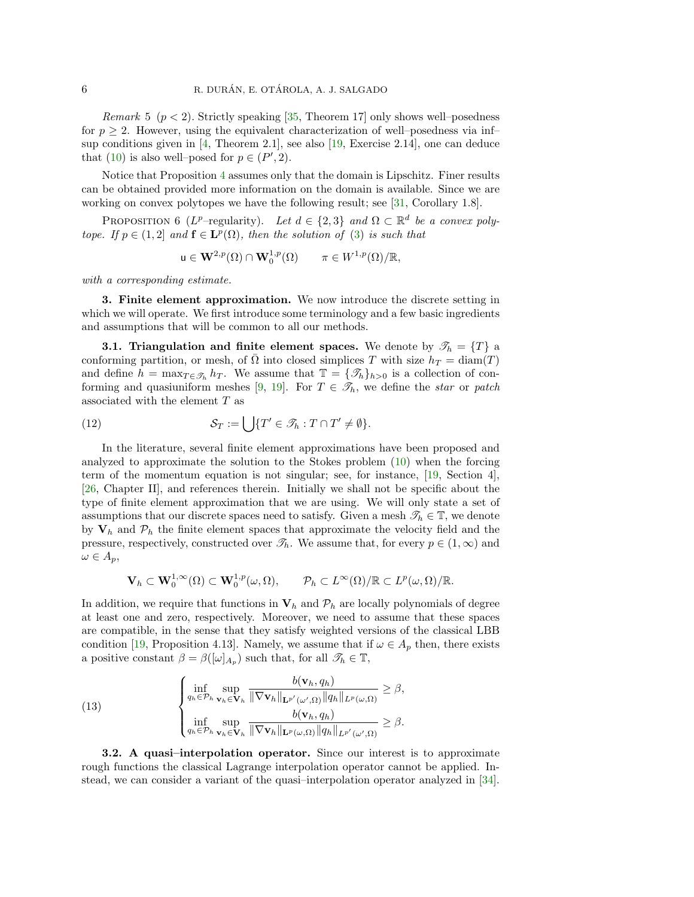*Remark* 5 ($p < 2$). Strictly speaking [35, Theorem 17] only shows well–posedness for $p \geq 2$. However, using the equivalent characterization of well–posedness via inf–sup conditions given in [4, Theorem 2.1], see also [19, Exercise 2.14], one can deduce that (10) is also well–posed for $p \in (P', 2)$.

Notice that Proposition 4 assumes only that the domain is Lipschitz. Finer results can be obtained provided more information on the domain is available. Since we are working on convex polytopes we have the following result; see [31, Corollary 1.8].

Proposition 6 ($L^p$–regularity). *Let $d \in \{2, 3\}$ and $\Omega \subset \mathbb{R}^d$ be a convex polytope. If $p \in (1, 2]$ and $\mathbf{f} \in \mathbf{L}^p(\Omega)$, then the solution of (3) is such that*

$$\mathsf{u} \in \mathbf{W}^{2,p}(\Omega) \cap \mathbf{W}_0^{1,p}(\Omega) \qquad \pi \in W^{1,p}(\Omega)/\mathbb{R},$$

*with a corresponding estimate.*

## 3. Finite element approximation.

We now introduce the discrete setting in which we will operate. We first introduce some terminology and a few basic ingredients and assumptions that will be common to all our methods.

### 3.1. Triangulation and finite element spaces.

We denote by $\mathscr{T}_h = \{T\}$ a conforming partition, or mesh, of $\bar{\Omega}$ into closed simplices $T$ with size $h_T = \operatorname{diam}(T)$ and define $h = \max_{T \in \mathscr{T}_h} h_T$. We assume that $\mathbb{T} = \{\mathscr{T}_h\}_{h>0}$ is a collection of conforming and quasiuniform meshes [9, 19]. For $T \in \mathscr{T}_h$, we define the *star* or *patch* associated with the element $T$ as

$$\mathcal{S}_T := \bigcup \{T' \in \mathscr{T}_h : T \cap T' \neq \emptyset\}. \tag{12}$$

In the literature, several finite element approximations have been proposed and analyzed to approximate the solution to the Stokes problem (10) when the forcing term of the momentum equation is not singular; see, for instance, [19, Section 4], [26, Chapter II], and references therein. Initially we shall not be specific about the type of finite element approximation that we are using. We will only state a set of assumptions that our discrete spaces need to satisfy. Given a mesh $\mathscr{T}_h \in \mathbb{T}$, we denote by $\mathbf{V}_h$ and $\mathcal{P}_h$ the finite element spaces that approximate the velocity field and the pressure, respectively, constructed over $\mathscr{T}_h$. We assume that, for every $p \in (1, \infty)$ and $\omega \in A_p$,

$$\mathbf{V}_h \subset \mathbf{W}_0^{1,\infty}(\Omega) \subset \mathbf{W}_0^{1,p}(\omega, \Omega), \qquad \mathcal{P}_h \subset L^\infty(\Omega)/\mathbb{R} \subset L^p(\omega, \Omega)/\mathbb{R}.$$

In addition, we require that functions in $\mathbf{V}_h$ and $\mathcal{P}_h$ are locally polynomials of degree at least one and zero, respectively. Moreover, we need to assume that these spaces are compatible, in the sense that they satisfy weighted versions of the classical LBB condition [19, Proposition 4.13]. Namely, we assume that if $\omega \in A_p$ then, there exists a positive constant $\beta = \beta([\omega]_{A_p})$ such that, for all $\mathscr{T}_h \in \mathbb{T}$,

$$\begin{cases} \displaystyle\inf_{q_h \in \mathcal{P}_h} \sup_{\mathbf{v}_h \in \mathbf{V}_h} \frac{b(\mathbf{v}_h, q_h)}{\|\nabla \mathbf{v}_h\|_{\mathbf{L}^{p'}(\omega', \Omega)} \|q_h\|_{L^p(\omega, \Omega)}} \geq \beta, \\ \displaystyle\inf_{q_h \in \mathcal{P}_h} \sup_{\mathbf{v}_h \in \mathbf{V}_h} \frac{b(\mathbf{v}_h, q_h)}{\|\nabla \mathbf{v}_h\|_{\mathbf{L}^{p}(\omega, \Omega)} \|q_h\|_{L^{p'}(\omega', \Omega)}} \geq \beta. \end{cases} \tag{13}$$

### 3.2. A quasi–interpolation operator.

Since our interest is to approximate rough functions the classical Lagrange interpolation operator cannot be applied. Instead, we can consider a variant of the quasi–interpolation operator analyzed in [34].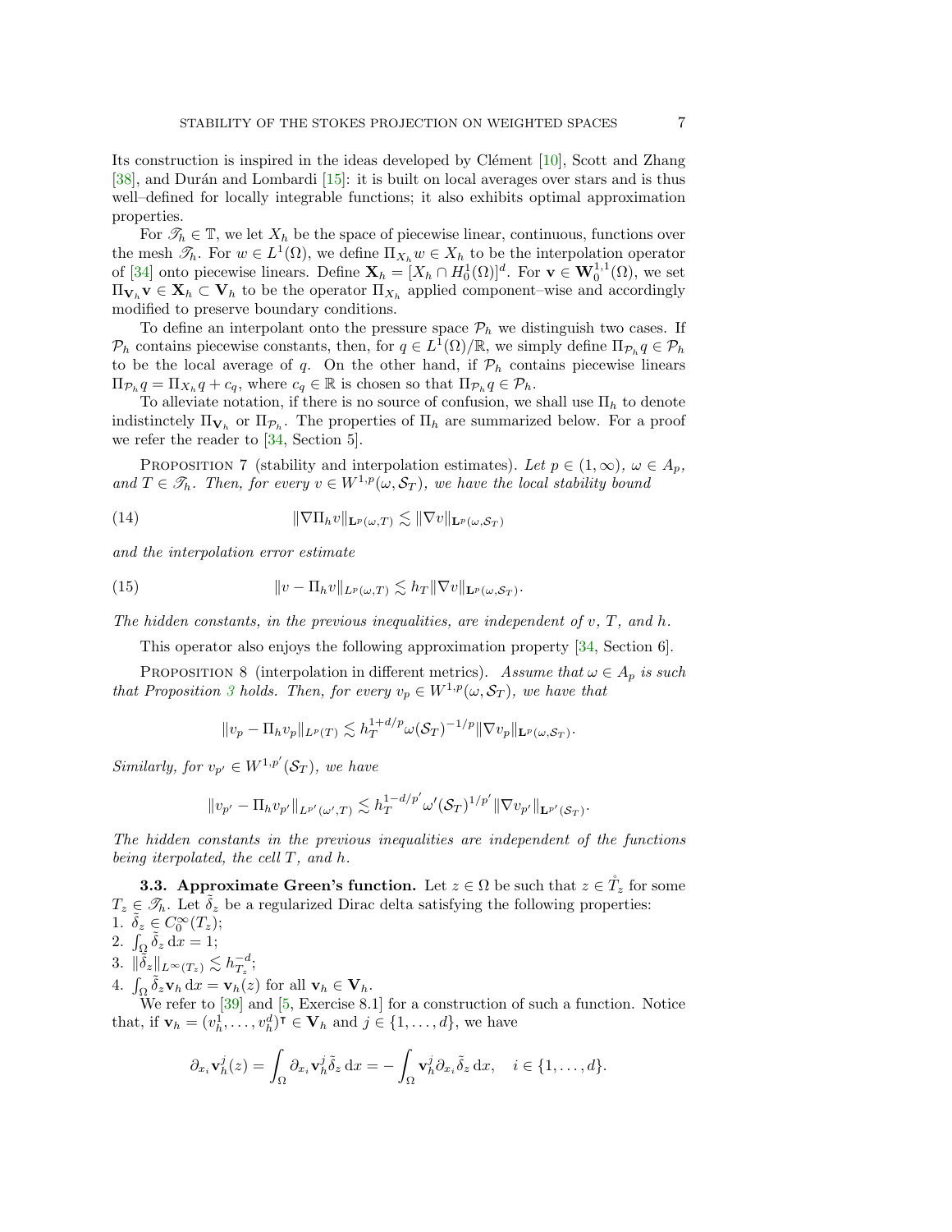Its construction is inspired in the ideas developed by Clément [10], Scott and Zhang [38], and Durán and Lombardi [15]: it is built on local averages over stars and is thus well–defined for locally integrable functions; it also exhibits optimal approximation properties.

For $\mathscr{T}_h \in \mathbb{T}$, we let $X_h$ be the space of piecewise linear, continuous, functions over the mesh $\mathscr{T}_h$. For $w \in L^1(\Omega)$, we define $\Pi_{X_h} w \in X_h$ to be the interpolation operator of [34] onto piecewise linears. Define $\mathbf{X}_h = [X_h \cap H_0^1(\Omega)]^d$. For $\mathbf{v} \in \mathbf{W}_0^{1,1}(\Omega)$, we set $\Pi_{\mathbf{V}_h} \mathbf{v} \in \mathbf{X}_h \subset \mathbf{V}_h$ to be the operator $\Pi_{X_h}$ applied component–wise and accordingly modified to preserve boundary conditions.

To define an interpolant onto the pressure space $\mathcal{P}_h$ we distinguish two cases. If $\mathcal{P}_h$ contains piecewise constants, then, for $q \in L^1(\Omega)/\mathbb{R}$, we simply define $\Pi_{\mathcal{P}_h} q \in \mathcal{P}_h$ to be the local average of $q$. On the other hand, if $\mathcal{P}_h$ contains piecewise linears $\Pi_{\mathcal{P}_h} q = \Pi_{X_h} q + c_q$, where $c_q \in \mathbb{R}$ is chosen so that $\Pi_{\mathcal{P}_h} q \in \mathcal{P}_h$.

To alleviate notation, if there is no source of confusion, we shall use $\Pi_h$ to denote indistinctely $\Pi_{\mathbf{V}_h}$ or $\Pi_{\mathcal{P}_h}$. The properties of $\Pi_h$ are summarized below. For a proof we refer the reader to [34, Section 5].

Proposition 7 (stability and interpolation estimates). *Let $p \in (1, \infty)$, $\omega \in A_p$, and $T \in \mathscr{T}_h$. Then, for every $v \in W^{1,p}(\omega, \mathcal{S}_T)$, we have the local stability bound*

$$\|\nabla \Pi_h v\|_{\mathbf{L}^p(\omega,T)} \lesssim \|\nabla v\|_{\mathbf{L}^p(\omega,\mathcal{S}_T)} \tag{14}$$

*and the interpolation error estimate*

$$\|v - \Pi_h v\|_{L^p(\omega,T)} \lesssim h_T \|\nabla v\|_{\mathbf{L}^p(\omega,\mathcal{S}_T)}. \tag{15}$$

*The hidden constants, in the previous inequalities, are independent of $v$, $T$, and $h$.*

This operator also enjoys the following approximation property [34, Section 6].

Proposition 8 (interpolation in different metrics). *Assume that $\omega \in A_p$ is such that Proposition 3 holds. Then, for every $v_p \in W^{1,p}(\omega, \mathcal{S}_T)$, we have that*

$$\|v_p - \Pi_h v_p\|_{L^p(T)} \lesssim h_T^{1+d/p} \omega(\mathcal{S}_T)^{-1/p} \|\nabla v_p\|_{\mathbf{L}^p(\omega,\mathcal{S}_T)}.$$

*Similarly, for $v_{p'} \in W^{1,p'}(\mathcal{S}_T)$, we have*

$$\|v_{p'} - \Pi_h v_{p'}\|_{L^{p'}(\omega',T)} \lesssim h_T^{1-d/p'} \omega'(\mathcal{S}_T)^{1/p'} \|\nabla v_{p'}\|_{\mathbf{L}^{p'}(\mathcal{S}_T)}.$$

*The hidden constants in the previous inequalities are independent of the functions being iterpolated, the cell $T$, and $h$.*

### 3.3. Approximate Green's function.

Let $z \in \Omega$ be such that $z \in \mathring{T}_z$ for some $T_z \in \mathscr{T}_h$. Let $\tilde{\delta}_z$ be a regularized Dirac delta satisfying the following properties:

1. $\tilde{\delta}_z \in C_0^\infty(T_z)$;
2. $\int_\Omega \tilde{\delta}_z \, \mathrm{d}x = 1$;
3. $\|\tilde{\delta}_z\|_{L^\infty(T_z)} \lesssim h_{T_z}^{-d}$;
4. $\int_\Omega \tilde{\delta}_z \mathbf{v}_h \, \mathrm{d}x = \mathbf{v}_h(z)$ for all $\mathbf{v}_h \in \mathbf{V}_h$.

We refer to [39] and [5, Exercise 8.1] for a construction of such a function. Notice that, if $\mathbf{v}_h = (v_h^1, \ldots, v_h^d)^\intercal \in \mathbf{V}_h$ and $j \in \{1, \ldots, d\}$, we have

$$\partial_{x_i} \mathbf{v}_h^j(z) = \int_\Omega \partial_{x_i} \mathbf{v}_h^j \tilde{\delta}_z \, \mathrm{d}x = -\int_\Omega \mathbf{v}_h^j \partial_{x_i} \tilde{\delta}_z \, \mathrm{d}x, \quad i \in \{1, \ldots, d\}.$$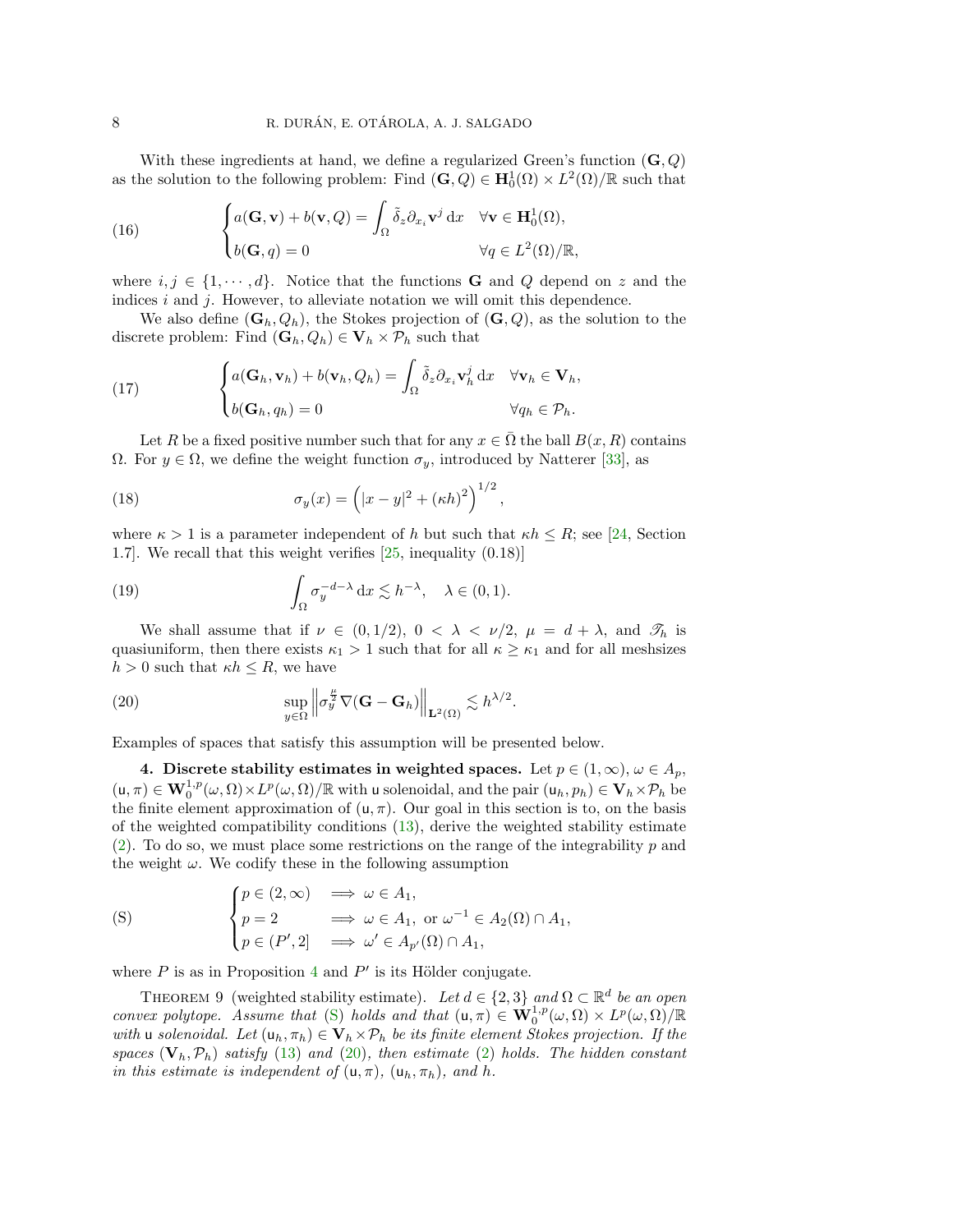With these ingredients at hand, we define a regularized Green's function $(\mathbf{G}, Q)$ as the solution to the following problem: Find $(\mathbf{G}, Q) \in \mathbf{H}_0^1(\Omega) \times L^2(\Omega)/\mathbb{R}$ such that

$$
\begin{cases} a(\mathbf{G}, \mathbf{v}) + b(\mathbf{v}, Q) = \displaystyle\int_\Omega \tilde{\delta}_z \partial_{x_i} \mathbf{v}^j \, \mathrm{d}x & \forall \mathbf{v} \in \mathbf{H}_0^1(\Omega), \\ b(\mathbf{G}, q) = 0 & \forall q \in L^2(\Omega)/\mathbb{R}, \end{cases} \tag{16}
$$

where $i, j \in \{1, \cdots, d\}$. Notice that the functions $\mathbf{G}$ and $Q$ depend on $z$ and the indices $i$ and $j$. However, to alleviate notation we will omit this dependence.

We also define $(\mathbf{G}_h, Q_h)$, the Stokes projection of $(\mathbf{G}, Q)$, as the solution to the discrete problem: Find $(\mathbf{G}_h, Q_h) \in \mathbf{V}_h \times \mathcal{P}_h$ such that

$$
\begin{cases} a(\mathbf{G}_h, \mathbf{v}_h) + b(\mathbf{v}_h, Q_h) = \displaystyle\int_\Omega \tilde{\delta}_z \partial_{x_i} \mathbf{v}_h^j \, \mathrm{d}x & \forall \mathbf{v}_h \in \mathbf{V}_h, \\ b(\mathbf{G}_h, q_h) = 0 & \forall q_h \in \mathcal{P}_h. \end{cases} \tag{17}
$$

Let $R$ be a fixed positive number such that for any $x \in \bar{\Omega}$ the ball $B(x, R)$ contains $\Omega$. For $y \in \Omega$, we define the weight function $\sigma_y$, introduced by Natterer [33], as

$$
\sigma_y(x) = \left( |x - y|^2 + (\kappa h)^2 \right)^{1/2}, \tag{18}
$$

where $\kappa > 1$ is a parameter independent of $h$ but such that $\kappa h \leq R$; see [24, Section 1.7]. We recall that this weight verifies [25, inequality (0.18)]

$$
\int_\Omega \sigma_y^{-d-\lambda} \, \mathrm{d}x \lesssim h^{-\lambda}, \quad \lambda \in (0, 1). \tag{19}
$$

We shall assume that if $\nu \in (0, 1/2)$, $0 < \lambda < \nu/2$, $\mu = d + \lambda$, and $\mathscr{T}_h$ is quasiuniform, then there exists $\kappa_1 > 1$ such that for all $\kappa \geq \kappa_1$ and for all meshsizes $h > 0$ such that $\kappa h \leq R$, we have

$$
\sup_{y \in \Omega} \left\| \sigma_y^{\frac{\mu}{2}} \nabla (\mathbf{G} - \mathbf{G}_h) \right\|_{\mathbf{L}^2(\Omega)} \lesssim h^{\lambda/2}. \tag{20}
$$

Examples of spaces that satisfy this assumption will be presented below.

**4. Discrete stability estimates in weighted spaces.** Let $p \in (1, \infty)$, $\omega \in A_p$, $(\mathsf{u}, \pi) \in \mathbf{W}_0^{1,p}(\omega, \Omega) \times L^p(\omega, \Omega)/\mathbb{R}$ with $\mathsf{u}$ solenoidal, and the pair $(\mathsf{u}_h, p_h) \in \mathbf{V}_h \times \mathcal{P}_h$ be the finite element approximation of $(\mathsf{u}, \pi)$. Our goal in this section is to, on the basis of the weighted compatibility conditions (13), derive the weighted stability estimate (2). To do so, we must place some restrictions on the range of the integrability $p$ and the weight $\omega$. We codify these in the following assumption

$$
\begin{cases} p \in (2, \infty) & \implies \omega \in A_1, \\ p = 2 & \implies \omega \in A_1, \text{ or } \omega^{-1} \in A_2(\Omega) \cap A_1, \\ p \in (P', 2] & \implies \omega' \in A_{p'}(\Omega) \cap A_1, \end{cases} \tag{S}
$$

where $P$ is as in Proposition 4 and $P'$ is its Hölder conjugate.

Theorem 9 (weighted stability estimate). *Let $d \in \{2, 3\}$ and $\Omega \subset \mathbb{R}^d$ be an open convex polytope. Assume that (S) holds and that $(\mathsf{u}, \pi) \in \mathbf{W}_0^{1,p}(\omega, \Omega) \times L^p(\omega, \Omega)/\mathbb{R}$ with $\mathsf{u}$ solenoidal. Let $(\mathsf{u}_h, \pi_h) \in \mathbf{V}_h \times \mathcal{P}_h$ be its finite element Stokes projection. If the spaces $(\mathbf{V}_h, \mathcal{P}_h)$ satisfy (13) and (20), then estimate (2) holds. The hidden constant in this estimate is independent of $(\mathsf{u}, \pi)$, $(\mathsf{u}_h, \pi_h)$, and $h$.*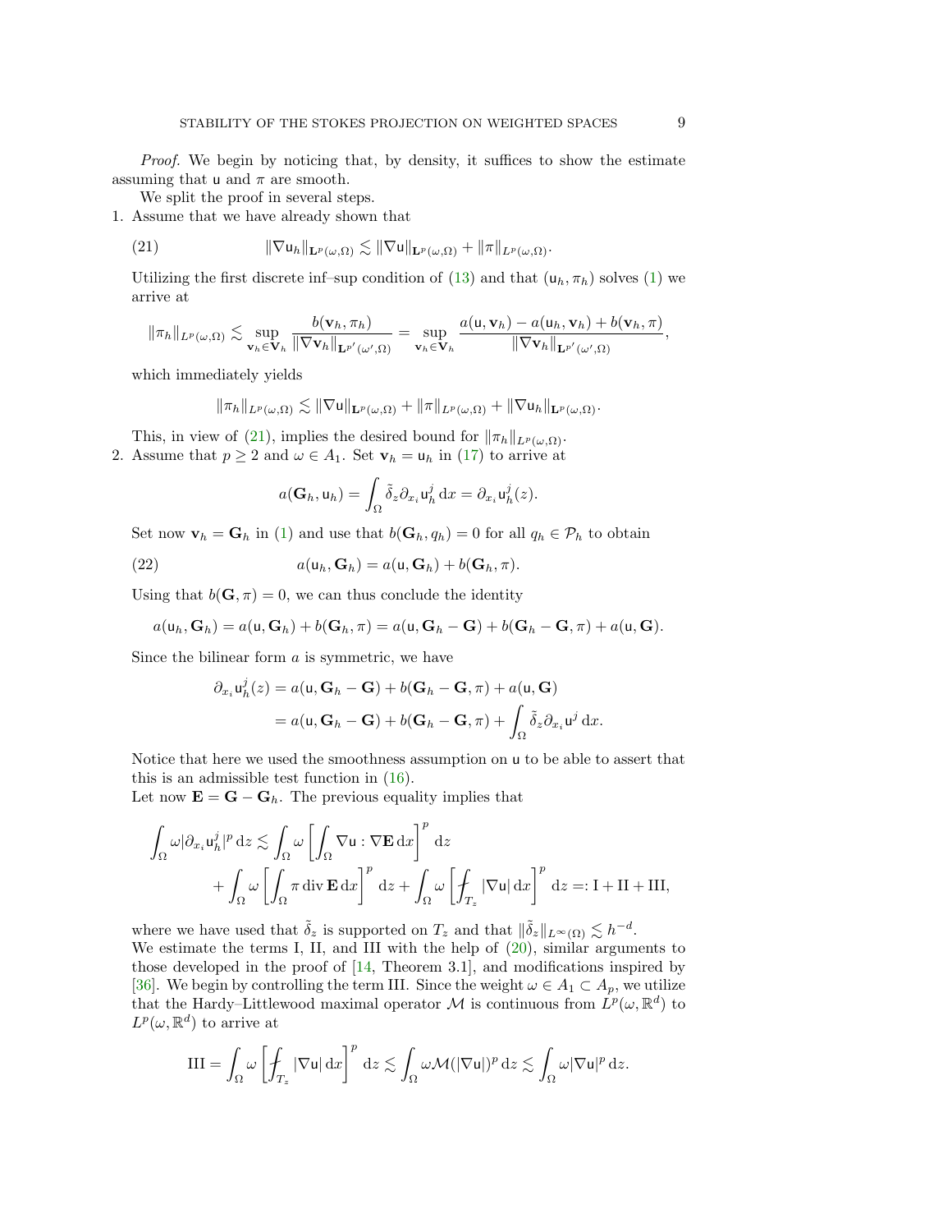*Proof.* We begin by noticing that, by density, it suffices to show the estimate assuming that $\mathsf{u}$ and $\pi$ are smooth.

We split the proof in several steps.

1. Assume that we have already shown that

$$\|\nabla \mathsf{u}_h\|_{\mathbf{L}^p(\omega,\Omega)} \lesssim \|\nabla \mathsf{u}\|_{\mathbf{L}^p(\omega,\Omega)} + \|\pi\|_{L^p(\omega,\Omega)}. \tag{21}$$

Utilizing the first discrete inf–sup condition of (13) and that $(\mathsf{u}_h, \pi_h)$ solves (1) we arrive at

$$\|\pi_h\|_{L^p(\omega,\Omega)} \lesssim \sup_{\mathbf{v}_h \in \mathbf{V}_h} \frac{b(\mathbf{v}_h, \pi_h)}{\|\nabla \mathbf{v}_h\|_{\mathbf{L}^{p'}(\omega',\Omega)}} = \sup_{\mathbf{v}_h \in \mathbf{V}_h} \frac{a(\mathsf{u}, \mathbf{v}_h) - a(\mathsf{u}_h, \mathbf{v}_h) + b(\mathbf{v}_h, \pi)}{\|\nabla \mathbf{v}_h\|_{\mathbf{L}^{p'}(\omega',\Omega)}},$$

which immediately yields

$$\|\pi_h\|_{L^p(\omega,\Omega)} \lesssim \|\nabla \mathsf{u}\|_{\mathbf{L}^p(\omega,\Omega)} + \|\pi\|_{L^p(\omega,\Omega)} + \|\nabla \mathsf{u}_h\|_{\mathbf{L}^p(\omega,\Omega)}.$$

This, in view of (21), implies the desired bound for $\|\pi_h\|_{L^p(\omega,\Omega)}$.

2. Assume that $p \geq 2$ and $\omega \in A_1$. Set $\mathbf{v}_h = \mathsf{u}_h$ in (17) to arrive at

$$a(\mathbf{G}_h, \mathsf{u}_h) = \int_\Omega \tilde{\delta}_z \partial_{x_i} \mathsf{u}_h^j \,\mathrm{d}x = \partial_{x_i} \mathsf{u}_h^j(z).$$

Set now $\mathbf{v}_h = \mathbf{G}_h$ in (1) and use that $b(\mathbf{G}_h, q_h) = 0$ for all $q_h \in \mathcal{P}_h$ to obtain

$$a(\mathsf{u}_h, \mathbf{G}_h) = a(\mathsf{u}, \mathbf{G}_h) + b(\mathbf{G}_h, \pi). \tag{22}$$

Using that $b(\mathbf{G}, \pi) = 0$, we can thus conclude the identity

$$a(\mathsf{u}_h, \mathbf{G}_h) = a(\mathsf{u}, \mathbf{G}_h) + b(\mathbf{G}_h, \pi) = a(\mathsf{u}, \mathbf{G}_h - \mathbf{G}) + b(\mathbf{G}_h - \mathbf{G}, \pi) + a(\mathsf{u}, \mathbf{G}).$$

Since the bilinear form $a$ is symmetric, we have

$$\begin{aligned}
\partial_{x_i} \mathsf{u}_h^j(z) &= a(\mathsf{u}, \mathbf{G}_h - \mathbf{G}) + b(\mathbf{G}_h - \mathbf{G}, \pi) + a(\mathsf{u}, \mathbf{G}) \\
&= a(\mathsf{u}, \mathbf{G}_h - \mathbf{G}) + b(\mathbf{G}_h - \mathbf{G}, \pi) + \int_\Omega \tilde{\delta}_z \partial_{x_i} \mathsf{u}^j \,\mathrm{d}x.
\end{aligned}$$

Notice that here we used the smoothness assumption on $\mathsf{u}$ to be able to assert that this is an admissible test function in (16).

Let now $\mathbf{E} = \mathbf{G} - \mathbf{G}_h$. The previous equality implies that

$$\begin{aligned}
\int_\Omega \omega |\partial_{x_i} \mathsf{u}_h^j|^p \,\mathrm{d}z &\lesssim \int_\Omega \omega \left[ \int_\Omega \nabla \mathsf{u} : \nabla \mathbf{E} \,\mathrm{d}x \right]^p \mathrm{d}z \\
&\quad + \int_\Omega \omega \left[ \int_\Omega \pi \operatorname{div} \mathbf{E} \,\mathrm{d}x \right]^p \mathrm{d}z + \int_\Omega \omega \left[ \fint_{T_z} |\nabla \mathsf{u}| \,\mathrm{d}x \right]^p \mathrm{d}z =: \mathrm{I} + \mathrm{II} + \mathrm{III},
\end{aligned}$$

where we have used that $\tilde{\delta}_z$ is supported on $T_z$ and that $\|\tilde{\delta}_z\|_{L^\infty(\Omega)} \lesssim h^{-d}$.

We estimate the terms I, II, and III with the help of (20), similar arguments to those developed in the proof of [14, Theorem 3.1], and modifications inspired by [36]. We begin by controlling the term III. Since the weight $\omega \in A_1 \subset A_p$, we utilize that the Hardy–Littlewood maximal operator $\mathcal{M}$ is continuous from $L^p(\omega, \mathbb{R}^d)$ to $L^p(\omega, \mathbb{R}^d)$ to arrive at

$$\mathrm{III} = \int_\Omega \omega \left[ \fint_{T_z} |\nabla \mathsf{u}| \,\mathrm{d}x \right]^p \mathrm{d}z \lesssim \int_\Omega \omega \mathcal{M}(|\nabla \mathsf{u}|)^p \,\mathrm{d}z \lesssim \int_\Omega \omega |\nabla \mathsf{u}|^p \,\mathrm{d}z.$$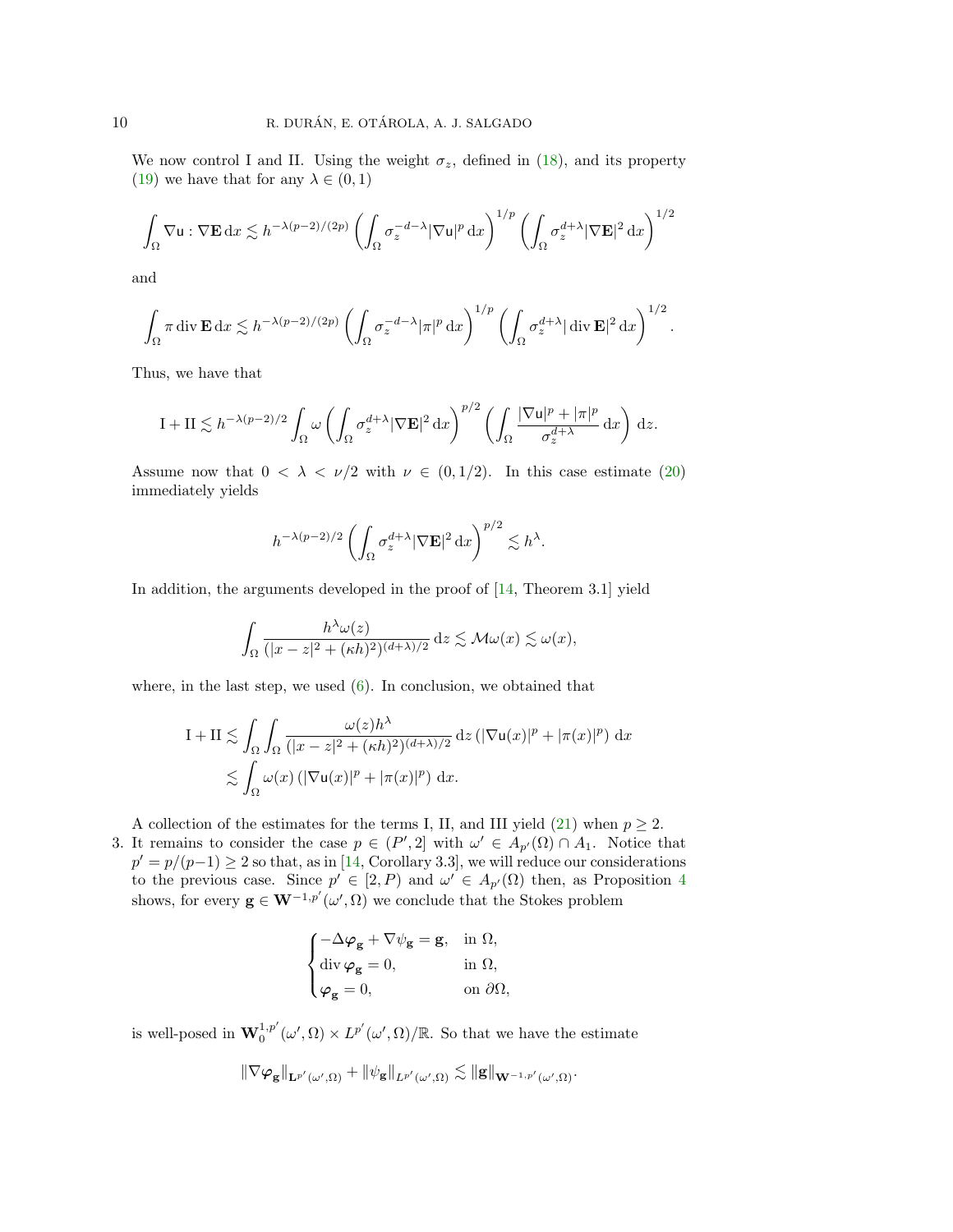We now control I and II. Using the weight $\sigma_z$, defined in (18), and its property (19) we have that for any $\lambda \in (0,1)$

$$\int_\Omega \nabla \mathsf{u} : \nabla \mathbf{E} \, \mathrm{d}x \lesssim h^{-\lambda(p-2)/(2p)} \left( \int_\Omega \sigma_z^{-d-\lambda} |\nabla \mathsf{u}|^p \, \mathrm{d}x \right)^{1/p} \left( \int_\Omega \sigma_z^{d+\lambda} |\nabla \mathbf{E}|^2 \, \mathrm{d}x \right)^{1/2}$$

and

$$\int_\Omega \pi \operatorname{div} \mathbf{E} \, \mathrm{d}x \lesssim h^{-\lambda(p-2)/(2p)} \left( \int_\Omega \sigma_z^{-d-\lambda} |\pi|^p \, \mathrm{d}x \right)^{1/p} \left( \int_\Omega \sigma_z^{d+\lambda} |\operatorname{div} \mathbf{E}|^2 \, \mathrm{d}x \right)^{1/2}.$$

Thus, we have that

$$\mathrm{I} + \mathrm{II} \lesssim h^{-\lambda(p-2)/2} \int_\Omega \omega \left( \int_\Omega \sigma_z^{d+\lambda} |\nabla \mathbf{E}|^2 \, \mathrm{d}x \right)^{p/2} \left( \int_\Omega \frac{|\nabla \mathsf{u}|^p + |\pi|^p}{\sigma_z^{d+\lambda}} \, \mathrm{d}x \right) \mathrm{d}z.$$

Assume now that $0 < \lambda < \nu/2$ with $\nu \in (0, 1/2)$. In this case estimate (20) immediately yields

$$h^{-\lambda(p-2)/2} \left( \int_\Omega \sigma_z^{d+\lambda} |\nabla \mathbf{E}|^2 \, \mathrm{d}x \right)^{p/2} \lesssim h^\lambda.$$

In addition, the arguments developed in the proof of [14, Theorem 3.1] yield

$$\int_\Omega \frac{h^\lambda \omega(z)}{(|x-z|^2 + (\kappa h)^2)^{(d+\lambda)/2}} \, \mathrm{d}z \lesssim \mathcal{M}\omega(x) \lesssim \omega(x),$$

where, in the last step, we used (6). In conclusion, we obtained that

$$\begin{aligned}
\mathrm{I} + \mathrm{II} &\lesssim \int_\Omega \int_\Omega \frac{\omega(z) h^\lambda}{(|x-z|^2 + (\kappa h)^2)^{(d+\lambda)/2}} \, \mathrm{d}z \left( |\nabla \mathsf{u}(x)|^p + |\pi(x)|^p \right) \mathrm{d}x \\
&\lesssim \int_\Omega \omega(x) \left( |\nabla \mathsf{u}(x)|^p + |\pi(x)|^p \right) \mathrm{d}x.
\end{aligned}$$

A collection of the estimates for the terms I, II, and III yield (21) when $p \geq 2$.

3. It remains to consider the case $p \in (P', 2]$ with $\omega' \in A_{p'}(\Omega) \cap A_1$. Notice that $p' = p/(p-1) \geq 2$ so that, as in [14, Corollary 3.3], we will reduce our considerations to the previous case. Since $p' \in [2, P)$ and $\omega' \in A_{p'}(\Omega)$ then, as Proposition 4 shows, for every $\mathbf{g} \in \mathbf{W}^{-1,p'}(\omega', \Omega)$ we conclude that the Stokes problem

$$\begin{cases}
-\Delta \boldsymbol{\varphi}_{\mathbf{g}} + \nabla \psi_{\mathbf{g}} = \mathbf{g}, & \text{in } \Omega, \\
\operatorname{div} \boldsymbol{\varphi}_{\mathbf{g}} = 0, & \text{in } \Omega, \\
\boldsymbol{\varphi}_{\mathbf{g}} = 0, & \text{on } \partial\Omega,
\end{cases}$$

is well-posed in $\mathbf{W}_0^{1,p'}(\omega', \Omega) \times L^{p'}(\omega', \Omega)/\mathbb{R}$. So that we have the estimate

$$\|\nabla \boldsymbol{\varphi}_{\mathbf{g}}\|_{\mathbf{L}^{p'}(\omega', \Omega)} + \|\psi_{\mathbf{g}}\|_{L^{p'}(\omega', \Omega)} \lesssim \|\mathbf{g}\|_{\mathbf{W}^{-1,p'}(\omega', \Omega)}.$$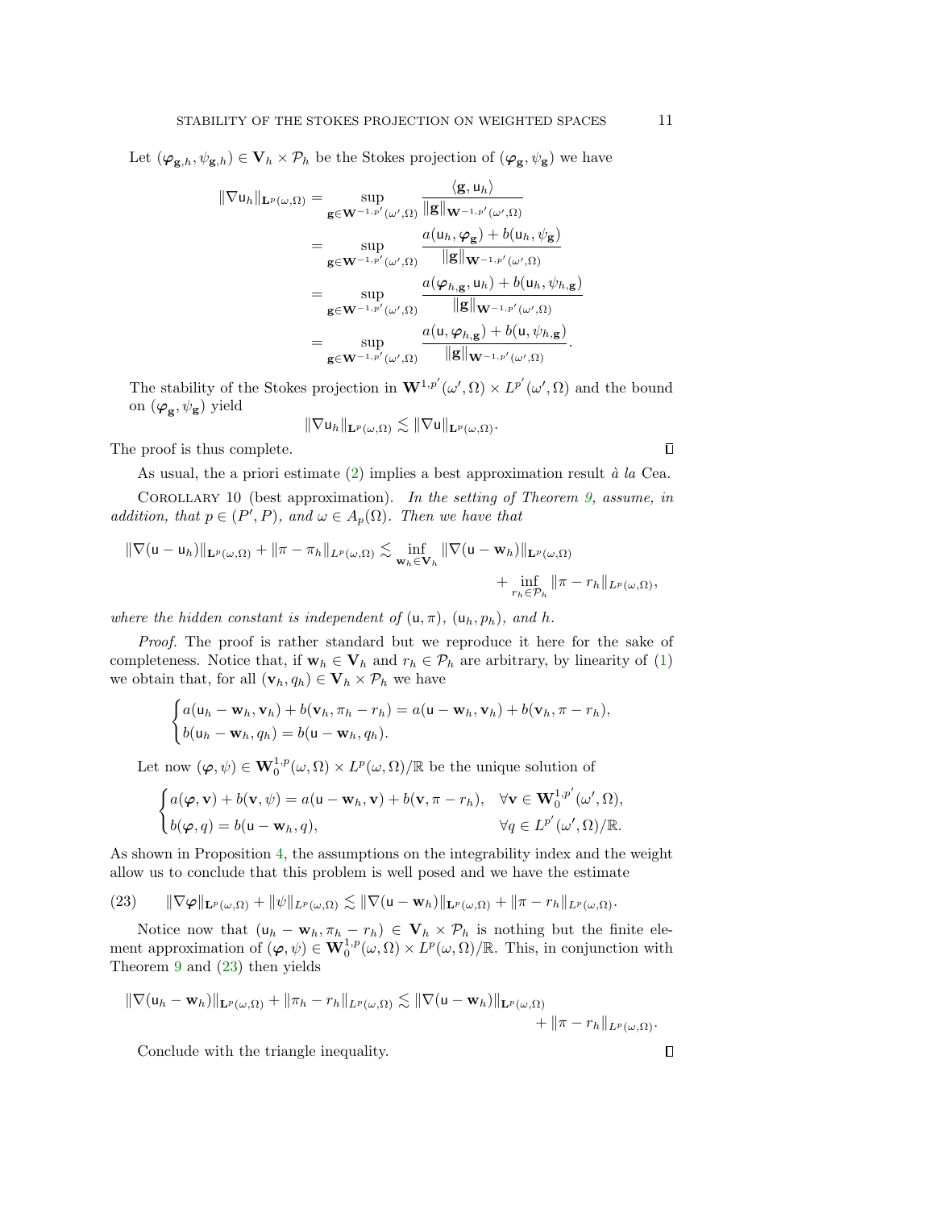Let $(\boldsymbol{\varphi}_{\mathbf{g},h}, \psi_{\mathbf{g},h}) \in \mathbf{V}_h \times \mathcal{P}_h$ be the Stokes projection of $(\boldsymbol{\varphi}_{\mathbf{g}}, \psi_{\mathbf{g}})$ we have

$$
\begin{aligned}
\|\nabla \mathsf{u}_h\|_{\mathbf{L}^p(\omega,\Omega)} &= \sup_{\mathbf{g} \in \mathbf{W}^{-1,p'}(\omega',\Omega)} \frac{\langle \mathbf{g}, \mathsf{u}_h \rangle}{\|\mathbf{g}\|_{\mathbf{W}^{-1,p'}(\omega',\Omega)}} \\
&= \sup_{\mathbf{g} \in \mathbf{W}^{-1,p'}(\omega',\Omega)} \frac{a(\mathsf{u}_h, \boldsymbol{\varphi}_{\mathbf{g}}) + b(\mathsf{u}_h, \psi_{\mathbf{g}})}{\|\mathbf{g}\|_{\mathbf{W}^{-1,p'}(\omega',\Omega)}} \\
&= \sup_{\mathbf{g} \in \mathbf{W}^{-1,p'}(\omega',\Omega)} \frac{a(\boldsymbol{\varphi}_{h,\mathbf{g}}, \mathsf{u}_h) + b(\mathsf{u}_h, \psi_{h,\mathbf{g}})}{\|\mathbf{g}\|_{\mathbf{W}^{-1,p'}(\omega',\Omega)}} \\
&= \sup_{\mathbf{g} \in \mathbf{W}^{-1,p'}(\omega',\Omega)} \frac{a(\mathsf{u}, \boldsymbol{\varphi}_{h,\mathbf{g}}) + b(\mathsf{u}, \psi_{h,\mathbf{g}})}{\|\mathbf{g}\|_{\mathbf{W}^{-1,p'}(\omega',\Omega)}}.
\end{aligned}
$$

The stability of the Stokes projection in $\mathbf{W}^{1,p'}(\omega',\Omega) \times L^{p'}(\omega',\Omega)$ and the bound on $(\boldsymbol{\varphi}_{\mathbf{g}}, \psi_{\mathbf{g}})$ yield

$$
\|\nabla \mathsf{u}_h\|_{\mathbf{L}^p(\omega,\Omega)} \lesssim \|\nabla \mathsf{u}\|_{\mathbf{L}^p(\omega,\Omega)}.
$$

The proof is thus complete. ∎

As usual, the a priori estimate (2) implies a best approximation result *à la* Cea.

COROLLARY 10 (best approximation). *In the setting of Theorem 9, assume, in addition, that $p \in (P', P)$, and $\omega \in A_p(\Omega)$. Then we have that*

$$
\|\nabla(\mathsf{u} - \mathsf{u}_h)\|_{\mathbf{L}^p(\omega,\Omega)} + \|\pi - \pi_h\|_{L^p(\omega,\Omega)} \lesssim \inf_{\mathbf{w}_h \in \mathbf{V}_h} \|\nabla(\mathsf{u} - \mathbf{w}_h)\|_{\mathbf{L}^p(\omega,\Omega)} + \inf_{r_h \in \mathcal{P}_h} \|\pi - r_h\|_{L^p(\omega,\Omega)},
$$

*where the hidden constant is independent of $(\mathsf{u}, \pi)$, $(\mathsf{u}_h, p_h)$, and $h$.*

*Proof.* The proof is rather standard but we reproduce it here for the sake of completeness. Notice that, if $\mathbf{w}_h \in \mathbf{V}_h$ and $r_h \in \mathcal{P}_h$ are arbitrary, by linearity of (1) we obtain that, for all $(\mathbf{v}_h, q_h) \in \mathbf{V}_h \times \mathcal{P}_h$ we have

$$
\begin{cases}
a(\mathsf{u}_h - \mathbf{w}_h, \mathbf{v}_h) + b(\mathbf{v}_h, \pi_h - r_h) = a(\mathsf{u} - \mathbf{w}_h, \mathbf{v}_h) + b(\mathbf{v}_h, \pi - r_h), \\
b(\mathsf{u}_h - \mathbf{w}_h, q_h) = b(\mathsf{u} - \mathbf{w}_h, q_h).
\end{cases}
$$

Let now $(\boldsymbol{\varphi}, \psi) \in \mathbf{W}_0^{1,p}(\omega,\Omega) \times L^p(\omega,\Omega)/\mathbb{R}$ be the unique solution of

$$
\begin{cases}
a(\boldsymbol{\varphi}, \mathbf{v}) + b(\mathbf{v}, \psi) = a(\mathsf{u} - \mathbf{w}_h, \mathbf{v}) + b(\mathbf{v}, \pi - r_h), & \forall \mathbf{v} \in \mathbf{W}_0^{1,p'}(\omega',\Omega), \\
b(\boldsymbol{\varphi}, q) = b(\mathsf{u} - \mathbf{w}_h, q), & \forall q \in L^{p'}(\omega',\Omega)/\mathbb{R}.
\end{cases}
$$

As shown in Proposition 4, the assumptions on the integrability index and the weight allow us to conclude that this problem is well posed and we have the estimate

$$
\|\nabla \boldsymbol{\varphi}\|_{\mathbf{L}^p(\omega,\Omega)} + \|\psi\|_{L^p(\omega,\Omega)} \lesssim \|\nabla(\mathsf{u} - \mathbf{w}_h)\|_{\mathbf{L}^p(\omega,\Omega)} + \|\pi - r_h\|_{L^p(\omega,\Omega)}. \tag{23}
$$

Notice now that $(\mathsf{u}_h - \mathbf{w}_h, \pi_h - r_h) \in \mathbf{V}_h \times \mathcal{P}_h$ is nothing but the finite element approximation of $(\boldsymbol{\varphi}, \psi) \in \mathbf{W}_0^{1,p}(\omega,\Omega) \times L^p(\omega,\Omega)/\mathbb{R}$. This, in conjunction with Theorem 9 and (23) then yields

$$
\|\nabla(\mathsf{u}_h - \mathbf{w}_h)\|_{\mathbf{L}^p(\omega,\Omega)} + \|\pi_h - r_h\|_{L^p(\omega,\Omega)} \lesssim \|\nabla(\mathsf{u} - \mathbf{w}_h)\|_{\mathbf{L}^p(\omega,\Omega)} + \|\pi - r_h\|_{L^p(\omega,\Omega)}.
$$

Conclude with the triangle inequality. ∎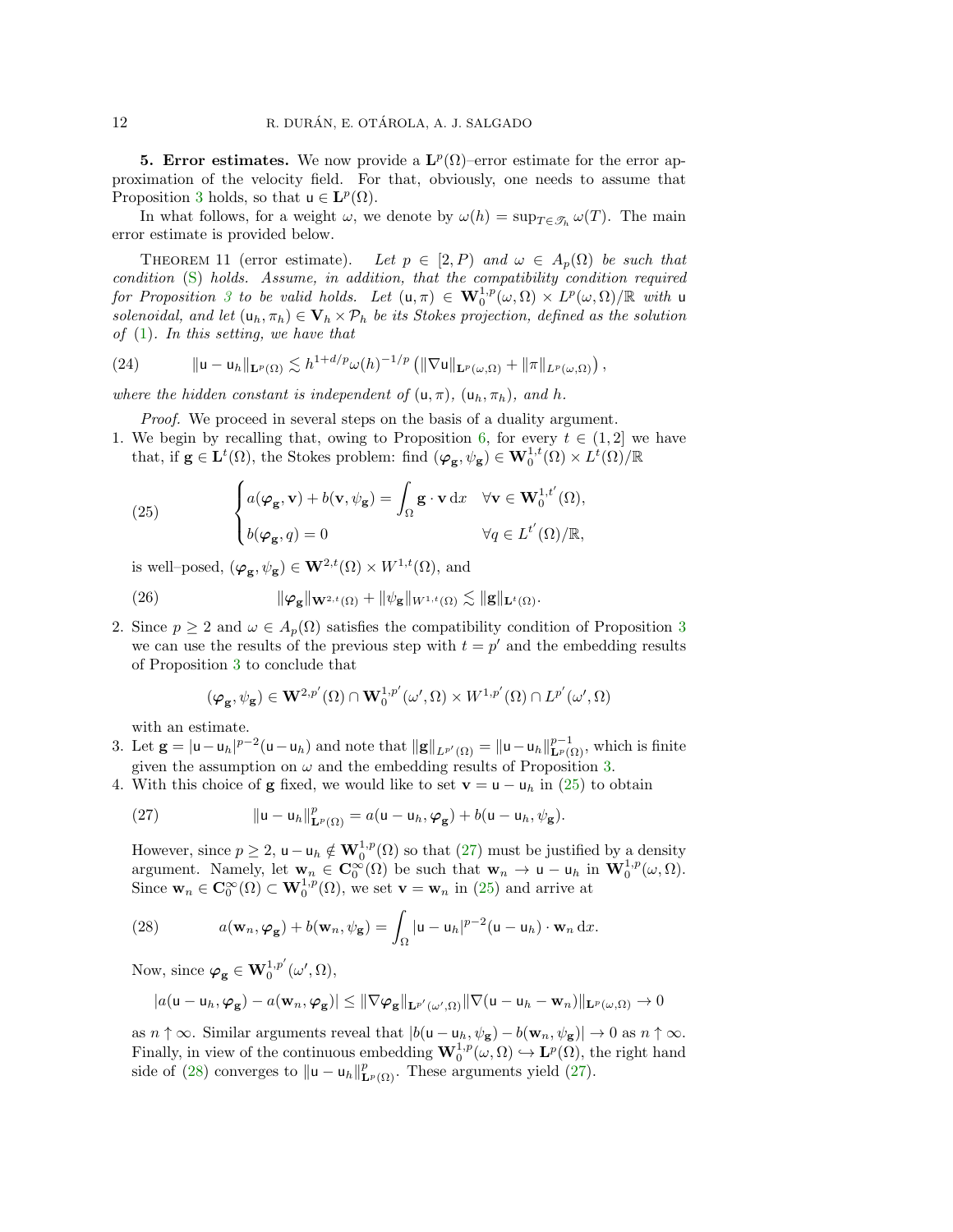**5. Error estimates.** We now provide a $\mathbf{L}^p(\Omega)$–error estimate for the error approximation of the velocity field. For that, obviously, one needs to assume that Proposition 3 holds, so that $\mathsf{u} \in \mathbf{L}^p(\Omega)$.

In what follows, for a weight $\omega$, we denote by $\omega(h) = \sup_{T \in \mathscr{T}_h} \omega(T)$. The main error estimate is provided below.

THEOREM 11 (error estimate). *Let $p \in [2, P)$ and $\omega \in A_p(\Omega)$ be such that condition (S) holds. Assume, in addition, that the compatibility condition required for Proposition 3 to be valid holds. Let $(\mathsf{u}, \pi) \in \mathbf{W}_0^{1,p}(\omega, \Omega) \times L^p(\omega, \Omega)/\mathbb{R}$ with $\mathsf{u}$ solenoidal, and let $(\mathsf{u}_h, \pi_h) \in \mathbf{V}_h \times \mathcal{P}_h$ be its Stokes projection, defined as the solution of (1). In this setting, we have that*

$$
\|\mathsf{u} - \mathsf{u}_h\|_{\mathbf{L}^p(\Omega)} \lesssim h^{1+d/p} \omega(h)^{-1/p} \left( \|\nabla \mathsf{u}\|_{\mathbf{L}^p(\omega,\Omega)} + \|\pi\|_{L^p(\omega,\Omega)} \right), \tag{24}
$$

*where the hidden constant is independent of $(\mathsf{u}, \pi)$, $(\mathsf{u}_h, \pi_h)$, and $h$.*

*Proof.* We proceed in several steps on the basis of a duality argument.

1. We begin by recalling that, owing to Proposition 6, for every $t \in (1, 2]$ we have that, if $\mathbf{g} \in \mathbf{L}^t(\Omega)$, the Stokes problem: find $(\boldsymbol{\varphi}_{\mathbf{g}}, \psi_{\mathbf{g}}) \in \mathbf{W}_0^{1,t}(\Omega) \times L^t(\Omega)/\mathbb{R}$

$$
\begin{cases} a(\boldsymbol{\varphi}_{\mathbf{g}}, \mathbf{v}) + b(\mathbf{v}, \psi_{\mathbf{g}}) = \displaystyle\int_\Omega \mathbf{g} \cdot \mathbf{v} \, \mathrm{d}x & \forall \mathbf{v} \in \mathbf{W}_0^{1,t'}(\Omega), \\ b(\boldsymbol{\varphi}_{\mathbf{g}}, q) = 0 & \forall q \in L^{t'}(\Omega)/\mathbb{R}, \end{cases} \tag{25}
$$

   is well–posed, $(\boldsymbol{\varphi}_{\mathbf{g}}, \psi_{\mathbf{g}}) \in \mathbf{W}^{2,t}(\Omega) \times W^{1,t}(\Omega)$, and

$$
\|\boldsymbol{\varphi}_{\mathbf{g}}\|_{\mathbf{W}^{2,t}(\Omega)} + \|\psi_{\mathbf{g}}\|_{W^{1,t}(\Omega)} \lesssim \|\mathbf{g}\|_{\mathbf{L}^t(\Omega)}. \tag{26}
$$

2. Since $p \geq 2$ and $\omega \in A_p(\Omega)$ satisfies the compatibility condition of Proposition 3 we can use the results of the previous step with $t = p'$ and the embedding results of Proposition 3 to conclude that

$$
(\boldsymbol{\varphi}_{\mathbf{g}}, \psi_{\mathbf{g}}) \in \mathbf{W}^{2,p'}(\Omega) \cap \mathbf{W}_0^{1,p'}(\omega', \Omega) \times W^{1,p'}(\Omega) \cap L^{p'}(\omega', \Omega)
$$

   with an estimate.

3. Let $\mathbf{g} = |\mathsf{u} - \mathsf{u}_h|^{p-2}(\mathsf{u} - \mathsf{u}_h)$ and note that $\|\mathbf{g}\|_{L^{p'}(\Omega)} = \|\mathsf{u} - \mathsf{u}_h\|_{\mathbf{L}^p(\Omega)}^{p-1}$, which is finite given the assumption on $\omega$ and the embedding results of Proposition 3.

4. With this choice of $\mathbf{g}$ fixed, we would like to set $\mathbf{v} = \mathsf{u} - \mathsf{u}_h$ in (25) to obtain

$$
\|\mathsf{u} - \mathsf{u}_h\|_{\mathbf{L}^p(\Omega)}^p = a(\mathsf{u} - \mathsf{u}_h, \boldsymbol{\varphi}_{\mathbf{g}}) + b(\mathsf{u} - \mathsf{u}_h, \psi_{\mathbf{g}}). \tag{27}
$$

   However, since $p \geq 2$, $\mathsf{u} - \mathsf{u}_h \notin \mathbf{W}_0^{1,p}(\Omega)$ so that (27) must be justified by a density argument. Namely, let $\mathbf{w}_n \in \mathbf{C}_0^\infty(\Omega)$ be such that $\mathbf{w}_n \to \mathsf{u} - \mathsf{u}_h$ in $\mathbf{W}_0^{1,p}(\omega, \Omega)$. Since $\mathbf{w}_n \in \mathbf{C}_0^\infty(\Omega) \subset \mathbf{W}_0^{1,p}(\Omega)$, we set $\mathbf{v} = \mathbf{w}_n$ in (25) and arrive at

$$
a(\mathbf{w}_n, \boldsymbol{\varphi}_{\mathbf{g}}) + b(\mathbf{w}_n, \psi_{\mathbf{g}}) = \int_\Omega |\mathsf{u} - \mathsf{u}_h|^{p-2}(\mathsf{u} - \mathsf{u}_h) \cdot \mathbf{w}_n \, \mathrm{d}x. \tag{28}
$$

   Now, since $\boldsymbol{\varphi}_{\mathbf{g}} \in \mathbf{W}_0^{1,p'}(\omega', \Omega)$,

$$
|a(\mathsf{u} - \mathsf{u}_h, \boldsymbol{\varphi}_{\mathbf{g}}) - a(\mathbf{w}_n, \boldsymbol{\varphi}_{\mathbf{g}})| \leq \|\nabla \boldsymbol{\varphi}_{\mathbf{g}}\|_{\mathbf{L}^{p'}(\omega', \Omega)} \|\nabla(\mathsf{u} - \mathsf{u}_h - \mathbf{w}_n)\|_{\mathbf{L}^p(\omega, \Omega)} \to 0
$$

   as $n \uparrow \infty$. Similar arguments reveal that $|b(\mathsf{u} - \mathsf{u}_h, \psi_{\mathbf{g}}) - b(\mathbf{w}_n, \psi_{\mathbf{g}})| \to 0$ as $n \uparrow \infty$. Finally, in view of the continuous embedding $\mathbf{W}_0^{1,p}(\omega, \Omega) \hookrightarrow \mathbf{L}^p(\Omega)$, the right hand side of (28) converges to $\|\mathsf{u} - \mathsf{u}_h\|_{\mathbf{L}^p(\Omega)}^p$. These arguments yield (27).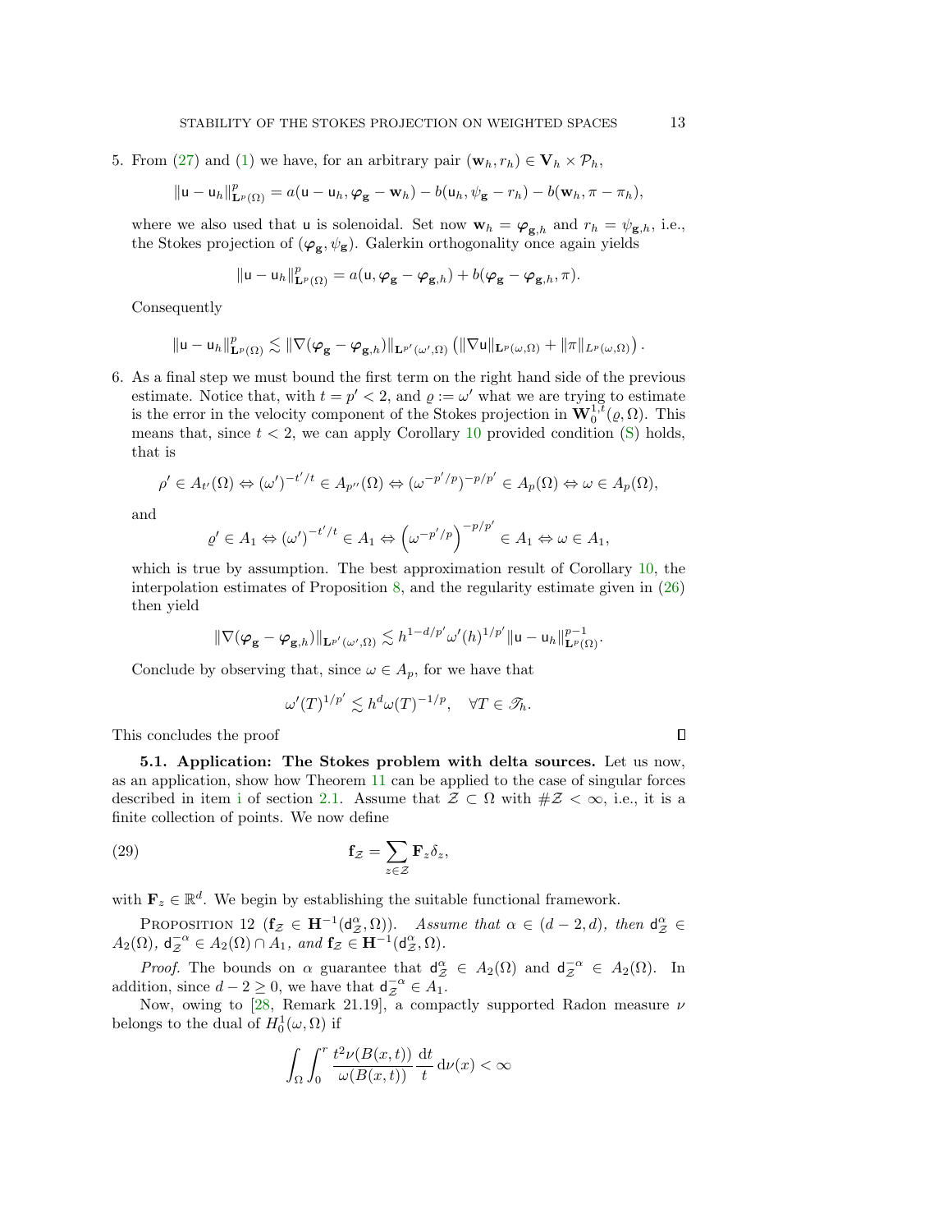5. From (27) and (1) we have, for an arbitrary pair $(\mathbf{w}_h, r_h) \in \mathbf{V}_h \times \mathcal{P}_h$,

$$\|\mathsf{u} - \mathsf{u}_h\|_{\mathbf{L}^p(\Omega)}^p = a(\mathsf{u} - \mathsf{u}_h, \boldsymbol{\varphi}_{\mathbf{g}} - \mathbf{w}_h) - b(\mathsf{u}_h, \psi_{\mathbf{g}} - r_h) - b(\mathbf{w}_h, \pi - \pi_h),$$

where we also used that $\mathsf{u}$ is solenoidal. Set now $\mathbf{w}_h = \boldsymbol{\varphi}_{\mathbf{g},h}$ and $r_h = \psi_{\mathbf{g},h}$, i.e., the Stokes projection of $(\boldsymbol{\varphi}_{\mathbf{g}}, \psi_{\mathbf{g}})$. Galerkin orthogonality once again yields

$$\|\mathsf{u} - \mathsf{u}_h\|_{\mathbf{L}^p(\Omega)}^p = a(\mathsf{u}, \boldsymbol{\varphi}_{\mathbf{g}} - \boldsymbol{\varphi}_{\mathbf{g},h}) + b(\boldsymbol{\varphi}_{\mathbf{g}} - \boldsymbol{\varphi}_{\mathbf{g},h}, \pi).$$

Consequently

$$\|\mathsf{u} - \mathsf{u}_h\|_{\mathbf{L}^p(\Omega)}^p \lesssim \|\nabla(\boldsymbol{\varphi}_{\mathbf{g}} - \boldsymbol{\varphi}_{\mathbf{g},h})\|_{\mathbf{L}^{p'}(\omega',\Omega)} \left( \|\nabla \mathsf{u}\|_{\mathbf{L}^p(\omega,\Omega)} + \|\pi\|_{L^p(\omega,\Omega)} \right).$$

6. As a final step we must bound the first term on the right hand side of the previous estimate. Notice that, with $t = p' < 2$, and $\varrho := \omega'$ what we are trying to estimate is the error in the velocity component of the Stokes projection in $\mathbf{W}_0^{1,t}(\varrho, \Omega)$. This means that, since $t < 2$, we can apply Corollary 10 provided condition (S) holds, that is

$$\rho' \in A_{t'}(\Omega) \Leftrightarrow (\omega')^{-t'/t} \in A_{p''}(\Omega) \Leftrightarrow (\omega^{-p'/p})^{-p/p'} \in A_p(\Omega) \Leftrightarrow \omega \in A_p(\Omega),$$

and

$$\varrho' \in A_1 \Leftrightarrow (\omega')^{-t'/t} \in A_1 \Leftrightarrow \left(\omega^{-p'/p}\right)^{-p/p'} \in A_1 \Leftrightarrow \omega \in A_1,$$

which is true by assumption. The best approximation result of Corollary 10, the interpolation estimates of Proposition 8, and the regularity estimate given in (26) then yield

$$\|\nabla(\boldsymbol{\varphi}_{\mathbf{g}} - \boldsymbol{\varphi}_{\mathbf{g},h})\|_{\mathbf{L}^{p'}(\omega',\Omega)} \lesssim h^{1-d/p'} \omega'(h)^{1/p'} \|\mathsf{u} - \mathsf{u}_h\|_{\mathbf{L}^p(\Omega)}^{p-1}.$$

Conclude by observing that, since $\omega \in A_p$, for we have that

$$\omega'(T)^{1/p'} \lesssim h^d \omega(T)^{-1/p}, \quad \forall T \in \mathscr{T}_h.$$

This concludes the proof ∎

**5.1. Application: The Stokes problem with delta sources.** Let us now, as an application, show how Theorem 11 can be applied to the case of singular forces described in item i of section 2.1. Assume that $\mathcal{Z} \subset \Omega$ with $\#\mathcal{Z} < \infty$, i.e., it is a finite collection of points. We now define

$$\mathbf{f}_{\mathcal{Z}} = \sum_{z \in \mathcal{Z}} \mathbf{F}_z \delta_z, \tag{29}$$

with $\mathbf{F}_z \in \mathbb{R}^d$. We begin by establishing the suitable functional framework.

Proposition 12 ($\mathbf{f}_{\mathcal{Z}} \in \mathbf{H}^{-1}(\mathsf{d}_{\mathcal{Z}}^{\alpha}, \Omega)$). *Assume that $\alpha \in (d-2, d)$, then $\mathsf{d}_{\mathcal{Z}}^{\alpha} \in A_2(\Omega)$, $\mathsf{d}_{\mathcal{Z}}^{-\alpha} \in A_2(\Omega) \cap A_1$, and $\mathbf{f}_{\mathcal{Z}} \in \mathbf{H}^{-1}(\mathsf{d}_{\mathcal{Z}}^{\alpha}, \Omega)$.*

*Proof.* The bounds on $\alpha$ guarantee that $\mathsf{d}_{\mathcal{Z}}^{\alpha} \in A_2(\Omega)$ and $\mathsf{d}_{\mathcal{Z}}^{-\alpha} \in A_2(\Omega)$. In addition, since $d - 2 \geq 0$, we have that $\mathsf{d}_{\mathcal{Z}}^{-\alpha} \in A_1$.

Now, owing to [28, Remark 21.19], a compactly supported Radon measure $\nu$ belongs to the dual of $H_0^1(\omega, \Omega)$ if

$$\int_{\Omega} \int_0^r \frac{t^2 \nu(B(x,t))}{\omega(B(x,t))} \frac{\mathrm{d}t}{t} \, \mathrm{d}\nu(x) < \infty$$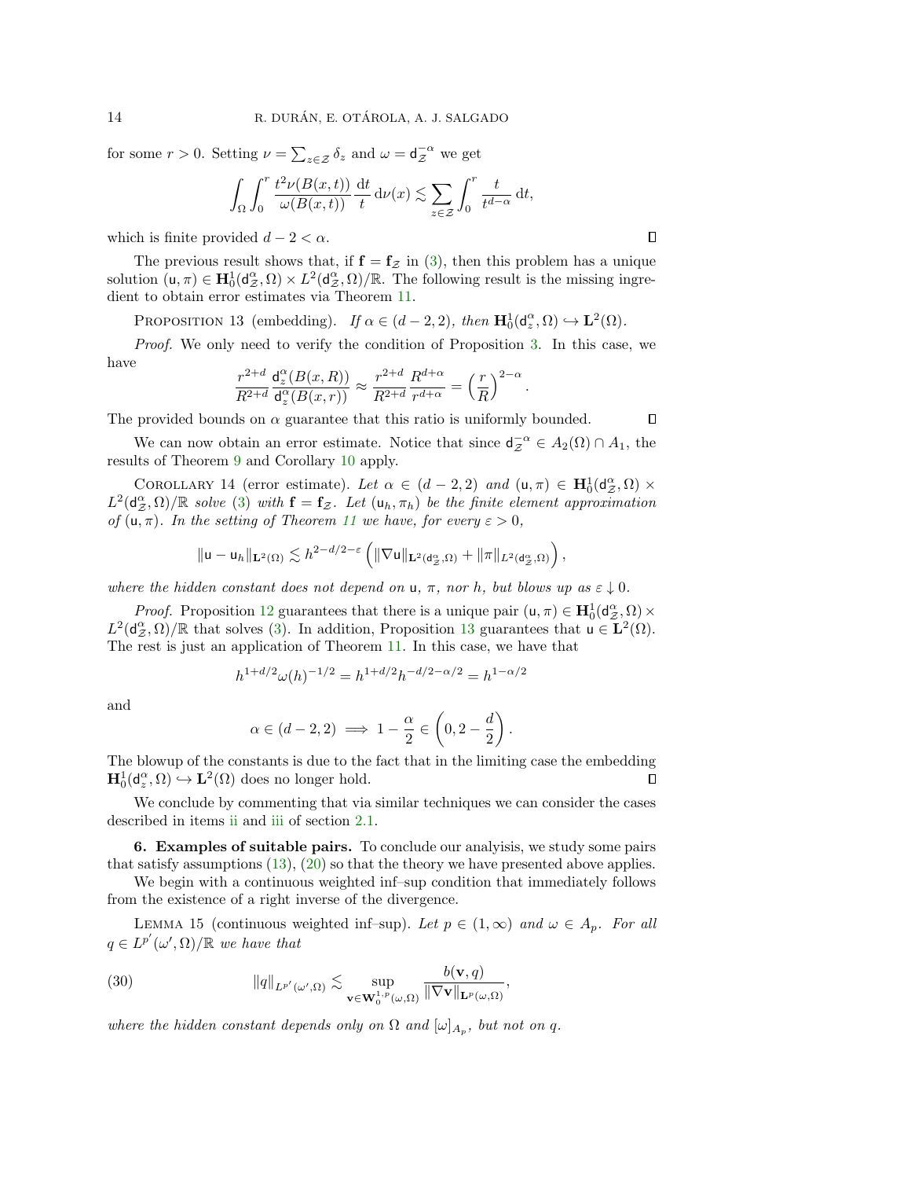for some $r > 0$. Setting $\nu = \sum_{z\in\mathcal{Z}} \delta_z$ and $\omega = \mathsf{d}_{\mathcal{Z}}^{-\alpha}$ we get

$$\int_\Omega \int_0^r \frac{t^2 \nu(B(x,t))}{\omega(B(x,t))} \frac{\mathrm{d}t}{t} \,\mathrm{d}\nu(x) \lesssim \sum_{z\in\mathcal{Z}} \int_0^r \frac{t}{t^{d-\alpha}} \,\mathrm{d}t,$$

which is finite provided $d - 2 < \alpha$. $\square$

The previous result shows that, if $\mathbf{f} = \mathbf{f}_{\mathcal{Z}}$ in (3), then this problem has a unique solution $(\mathsf{u}, \pi) \in \mathbf{H}_0^1(\mathsf{d}_{\mathcal{Z}}^\alpha, \Omega) \times L^2(\mathsf{d}_{\mathcal{Z}}^\alpha, \Omega)/\mathbb{R}$. The following result is the missing ingredient to obtain error estimates via Theorem 11.

Proposition 13 (embedding). *If $\alpha \in (d-2, 2)$, then $\mathbf{H}_0^1(\mathsf{d}_z^\alpha, \Omega) \hookrightarrow \mathbf{L}^2(\Omega)$.*

*Proof.* We only need to verify the condition of Proposition 3. In this case, we have

$$\frac{r^{2+d}}{R^{2+d}} \frac{\mathsf{d}_z^\alpha(B(x,R))}{\mathsf{d}_z^\alpha(B(x,r))} \approx \frac{r^{2+d}}{R^{2+d}} \frac{R^{d+\alpha}}{r^{d+\alpha}} = \left(\frac{r}{R}\right)^{2-\alpha}.$$

The provided bounds on $\alpha$ guarantee that this ratio is uniformly bounded. $\square$

We can now obtain an error estimate. Notice that since $\mathsf{d}_{\mathcal{Z}}^{-\alpha} \in A_2(\Omega) \cap A_1$, the results of Theorem 9 and Corollary 10 apply.

Corollary 14 (error estimate). *Let $\alpha \in (d-2, 2)$ and $(\mathsf{u}, \pi) \in \mathbf{H}_0^1(\mathsf{d}_{\mathcal{Z}}^\alpha, \Omega) \times L^2(\mathsf{d}_{\mathcal{Z}}^\alpha, \Omega)/\mathbb{R}$ solve (3) with $\mathbf{f} = \mathbf{f}_{\mathcal{Z}}$. Let $(\mathsf{u}_h, \pi_h)$ be the finite element approximation of $(\mathsf{u}, \pi)$. In the setting of Theorem 11 we have, for every $\varepsilon > 0$,*

$$\|\mathsf{u} - \mathsf{u}_h\|_{\mathbf{L}^2(\Omega)} \lesssim h^{2-d/2-\varepsilon} \left( \|\nabla \mathsf{u}\|_{\mathbf{L}^2(\mathsf{d}_{\mathcal{Z}}^\alpha, \Omega)} + \|\pi\|_{L^2(\mathsf{d}_{\mathcal{Z}}^\alpha, \Omega)} \right),$$

*where the hidden constant does not depend on $\mathsf{u}$, $\pi$, nor $h$, but blows up as $\varepsilon \downarrow 0$.*

*Proof.* Proposition 12 guarantees that there is a unique pair $(\mathsf{u}, \pi) \in \mathbf{H}_0^1(\mathsf{d}_{\mathcal{Z}}^\alpha, \Omega) \times L^2(\mathsf{d}_{\mathcal{Z}}^\alpha, \Omega)/\mathbb{R}$ that solves (3). In addition, Proposition 13 guarantees that $\mathsf{u} \in \mathbf{L}^2(\Omega)$. The rest is just an application of Theorem 11. In this case, we have that

$$h^{1+d/2} \omega(h)^{-1/2} = h^{1+d/2} h^{-d/2-\alpha/2} = h^{1-\alpha/2}$$

and

$$\alpha \in (d-2, 2) \implies 1 - \frac{\alpha}{2} \in \left(0, 2 - \frac{d}{2}\right).$$

The blowup of the constants is due to the fact that in the limiting case the embedding $\mathbf{H}_0^1(\mathsf{d}_z^\alpha, \Omega) \hookrightarrow \mathbf{L}^2(\Omega)$ does no longer hold. $\square$

We conclude by commenting that via similar techniques we can consider the cases described in items ii and iii of section 2.1.

**6. Examples of suitable pairs.** To conclude our analyisis, we study some pairs that satisfy assumptions (13), (20) so that the theory we have presented above applies.

We begin with a continuous weighted inf–sup condition that immediately follows from the existence of a right inverse of the divergence.

Lemma 15 (continuous weighted inf–sup). *Let $p \in (1, \infty)$ and $\omega \in A_p$. For all $q \in L^{p'}(\omega', \Omega)/\mathbb{R}$ we have that*

$$\|q\|_{L^{p'}(\omega', \Omega)} \lesssim \sup_{\mathbf{v} \in \mathbf{W}_0^{1,p}(\omega, \Omega)} \frac{b(\mathbf{v}, q)}{\|\nabla \mathbf{v}\|_{\mathbf{L}^p(\omega, \Omega)}}, \tag{30}$$

*where the hidden constant depends only on $\Omega$ and $[\omega]_{A_p}$, but not on $q$.*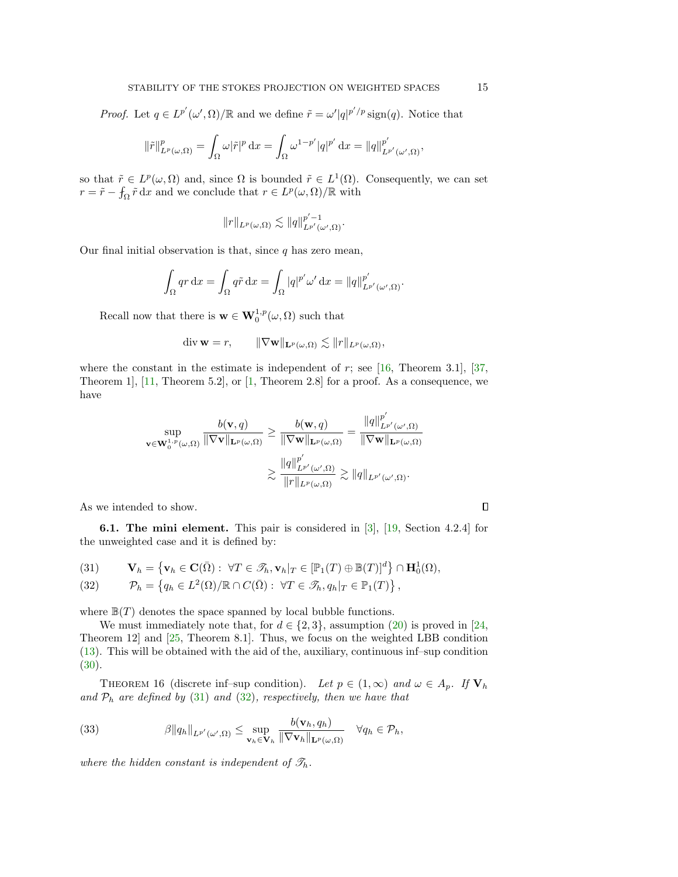*Proof.* Let $q \in L^{p'}(\omega', \Omega)/\mathbb{R}$ and we define $\tilde{r} = \omega' |q|^{p'/p} \operatorname{sign}(q)$. Notice that

$$\|\tilde{r}\|^p_{L^p(\omega,\Omega)} = \int_\Omega \omega |\tilde{r}|^p \,\mathrm{d}x = \int_\Omega \omega^{1-p'} |q|^{p'} \,\mathrm{d}x = \|q\|^{p'}_{L^{p'}(\omega',\Omega)},$$

so that $\tilde{r} \in L^p(\omega, \Omega)$ and, since $\Omega$ is bounded $\tilde{r} \in L^1(\Omega)$. Consequently, we can set $r = \tilde{r} - \fint_\Omega \tilde{r} \,\mathrm{d}x$ and we conclude that $r \in L^p(\omega, \Omega)/\mathbb{R}$ with

$$\|r\|_{L^p(\omega,\Omega)} \lesssim \|q\|^{p'-1}_{L^{p'}(\omega',\Omega)}.$$

Our final initial observation is that, since $q$ has zero mean,

$$\int_\Omega q r \,\mathrm{d}x = \int_\Omega q \tilde{r} \,\mathrm{d}x = \int_\Omega |q|^{p'} \omega' \,\mathrm{d}x = \|q\|^{p'}_{L^{p'}(\omega',\Omega)}.$$

Recall now that there is $\mathbf{w} \in \mathbf{W}^{1,p}_0(\omega, \Omega)$ such that

$$\operatorname{div} \mathbf{w} = r, \qquad \|\nabla \mathbf{w}\|_{\mathbf{L}^p(\omega,\Omega)} \lesssim \|r\|_{L^p(\omega,\Omega)},$$

where the constant in the estimate is independent of $r$; see [16, Theorem 3.1], [37, Theorem 1], [11, Theorem 5.2], or [1, Theorem 2.8] for a proof. As a consequence, we have

$$\sup_{\mathbf{v} \in \mathbf{W}^{1,p}_0(\omega,\Omega)} \frac{b(\mathbf{v}, q)}{\|\nabla \mathbf{v}\|_{\mathbf{L}^p(\omega,\Omega)}} \geq \frac{b(\mathbf{w}, q)}{\|\nabla \mathbf{w}\|_{\mathbf{L}^p(\omega,\Omega)}} = \frac{\|q\|^{p'}_{L^{p'}(\omega',\Omega)}}{\|\nabla \mathbf{w}\|_{\mathbf{L}^p(\omega,\Omega)}}$$

$$\gtrsim \frac{\|q\|^{p'}_{L^{p'}(\omega',\Omega)}}{\|r\|_{L^p(\omega,\Omega)}} \gtrsim \|q\|_{L^{p'}(\omega',\Omega)}.$$

As we intended to show. ∎

**6.1. The mini element.** This pair is considered in [3], [19, Section 4.2.4] for the unweighted case and it is defined by:

$$\mathbf{V}_h = \left\{ \mathbf{v}_h \in \mathbf{C}(\bar{\Omega}) : \forall T \in \mathscr{T}_h, \mathbf{v}_h|_T \in [\mathbb{P}_1(T) \oplus \mathbb{B}(T)]^d \right\} \cap \mathbf{H}^1_0(\Omega), \tag{31}$$

$$\mathcal{P}_h = \left\{ q_h \in L^2(\Omega)/\mathbb{R} \cap C(\bar{\Omega}) : \forall T \in \mathscr{T}_h, q_h|_T \in \mathbb{P}_1(T) \right\}, \tag{32}$$

where $\mathbb{B}(T)$ denotes the space spanned by local bubble functions.

We must immediately note that, for $d \in \{2, 3\}$, assumption (20) is proved in [24, Theorem 12] and [25, Theorem 8.1]. Thus, we focus on the weighted LBB condition (13). This will be obtained with the aid of the, auxiliary, continuous inf–sup condition (30).

Theorem 16 (discrete inf–sup condition). *Let $p \in (1, \infty)$ and $\omega \in A_p$. If $\mathbf{V}_h$ and $\mathcal{P}_h$ are defined by (31) and (32), respectively, then we have that*

$$\beta \|q_h\|_{L^{p'}(\omega',\Omega)} \leq \sup_{\mathbf{v}_h \in \mathbf{V}_h} \frac{b(\mathbf{v}_h, q_h)}{\|\nabla \mathbf{v}_h\|_{\mathbf{L}^p(\omega,\Omega)}} \quad \forall q_h \in \mathcal{P}_h, \tag{33}$$

*where the hidden constant is independent of $\mathscr{T}_h$.*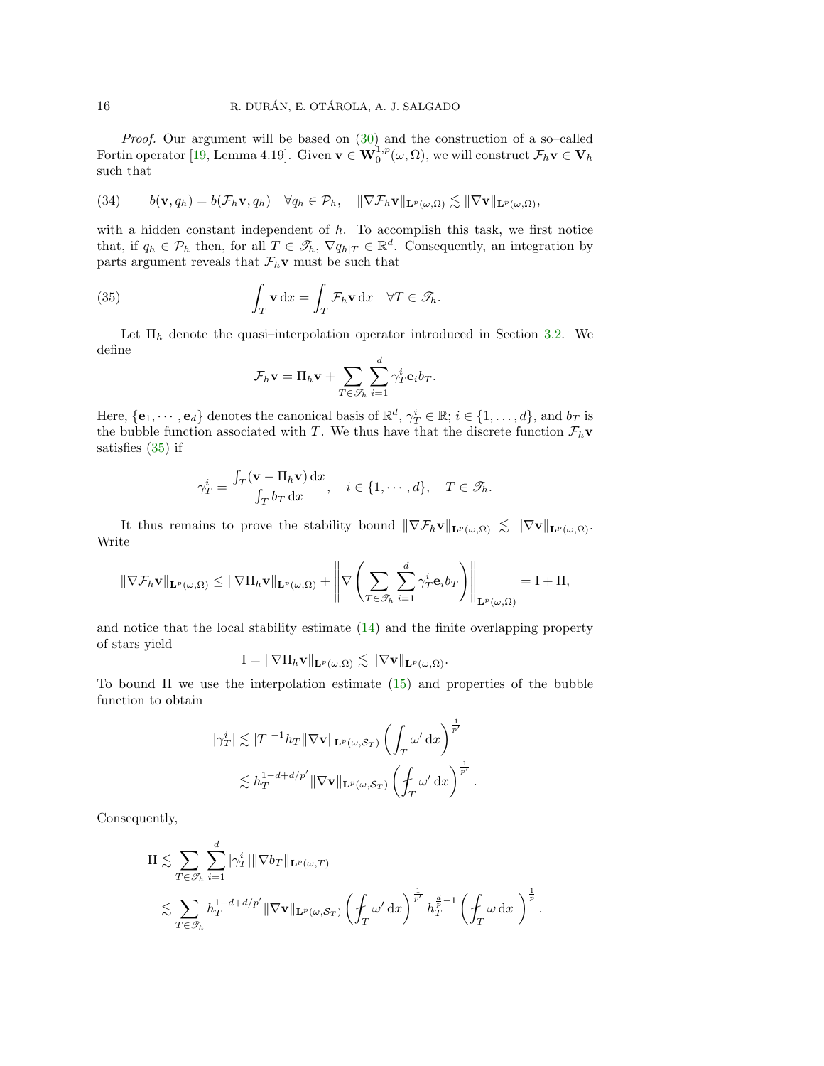*Proof.* Our argument will be based on (30) and the construction of a so–called Fortin operator [19, Lemma 4.19]. Given $\mathbf{v} \in \mathbf{W}_0^{1,p}(\omega,\Omega)$, we will construct $\mathcal{F}_h\mathbf{v} \in \mathbf{V}_h$ such that

$$
(34) \qquad b(\mathbf{v}, q_h) = b(\mathcal{F}_h\mathbf{v}, q_h) \quad \forall q_h \in \mathcal{P}_h, \quad \|\nabla \mathcal{F}_h\mathbf{v}\|_{\mathbf{L}^p(\omega,\Omega)} \lesssim \|\nabla \mathbf{v}\|_{\mathbf{L}^p(\omega,\Omega)},
$$

with a hidden constant independent of $h$. To accomplish this task, we first notice that, if $q_h \in \mathcal{P}_h$ then, for all $T \in \mathscr{T}_h$, $\nabla q_{h|T} \in \mathbb{R}^d$. Consequently, an integration by parts argument reveals that $\mathcal{F}_h\mathbf{v}$ must be such that

$$
(35) \qquad \int_T \mathbf{v}\,\mathrm{d}x = \int_T \mathcal{F}_h\mathbf{v}\,\mathrm{d}x \quad \forall T \in \mathscr{T}_h.
$$

Let $\Pi_h$ denote the quasi–interpolation operator introduced in Section 3.2. We define

$$
\mathcal{F}_h\mathbf{v} = \Pi_h\mathbf{v} + \sum_{T \in \mathscr{T}_h} \sum_{i=1}^{d} \gamma_T^i \mathbf{e}_i b_T.
$$

Here, $\{\mathbf{e}_1, \cdots, \mathbf{e}_d\}$ denotes the canonical basis of $\mathbb{R}^d$, $\gamma_T^i \in \mathbb{R}$; $i \in \{1, \ldots, d\}$, and $b_T$ is the bubble function associated with $T$. We thus have that the discrete function $\mathcal{F}_h\mathbf{v}$ satisfies (35) if

$$
\gamma_T^i = \frac{\int_T (\mathbf{v} - \Pi_h\mathbf{v})\,\mathrm{d}x}{\int_T b_T\,\mathrm{d}x}, \quad i \in \{1, \cdots, d\}, \quad T \in \mathscr{T}_h.
$$

It thus remains to prove the stability bound $\|\nabla \mathcal{F}_h\mathbf{v}\|_{\mathbf{L}^p(\omega,\Omega)} \lesssim \|\nabla \mathbf{v}\|_{\mathbf{L}^p(\omega,\Omega)}$. Write

$$
\|\nabla \mathcal{F}_h\mathbf{v}\|_{\mathbf{L}^p(\omega,\Omega)} \leq \|\nabla \Pi_h\mathbf{v}\|_{\mathbf{L}^p(\omega,\Omega)} + \left\| \nabla \left( \sum_{T \in \mathscr{T}_h} \sum_{i=1}^{d} \gamma_T^i \mathbf{e}_i b_T \right) \right\|_{\mathbf{L}^p(\omega,\Omega)} = \mathrm{I} + \mathrm{II},
$$

and notice that the local stability estimate (14) and the finite overlapping property of stars yield

$$
\mathrm{I} = \|\nabla \Pi_h\mathbf{v}\|_{\mathbf{L}^p(\omega,\Omega)} \lesssim \|\nabla \mathbf{v}\|_{\mathbf{L}^p(\omega,\Omega)}.
$$

To bound II we use the interpolation estimate (15) and properties of the bubble function to obtain

$$
\begin{aligned}
|\gamma_T^i| &\lesssim |T|^{-1} h_T \|\nabla \mathbf{v}\|_{\mathbf{L}^p(\omega,\mathcal{S}_T)} \left( \int_T \omega'\,\mathrm{d}x \right)^{\frac{1}{p'}} \\
&\lesssim h_T^{1-d+d/p'} \|\nabla \mathbf{v}\|_{\mathbf{L}^p(\omega,\mathcal{S}_T)} \left( \fint_T \omega'\,\mathrm{d}x \right)^{\frac{1}{p'}}.
\end{aligned}
$$

Consequently,

$$
\begin{aligned}
\mathrm{II} &\lesssim \sum_{T \in \mathscr{T}_h} \sum_{i=1}^{d} |\gamma_T^i| \|\nabla b_T\|_{\mathbf{L}^p(\omega,T)} \\
&\lesssim \sum_{T \in \mathscr{T}_h} h_T^{1-d+d/p'} \|\nabla \mathbf{v}\|_{\mathbf{L}^p(\omega,\mathcal{S}_T)} \left( \fint_T \omega'\,\mathrm{d}x \right)^{\frac{1}{p'}} h_T^{\frac{d}{p}-1} \left( \fint_T \omega\,\mathrm{d}x \right)^{\frac{1}{p}}.
\end{aligned}
$$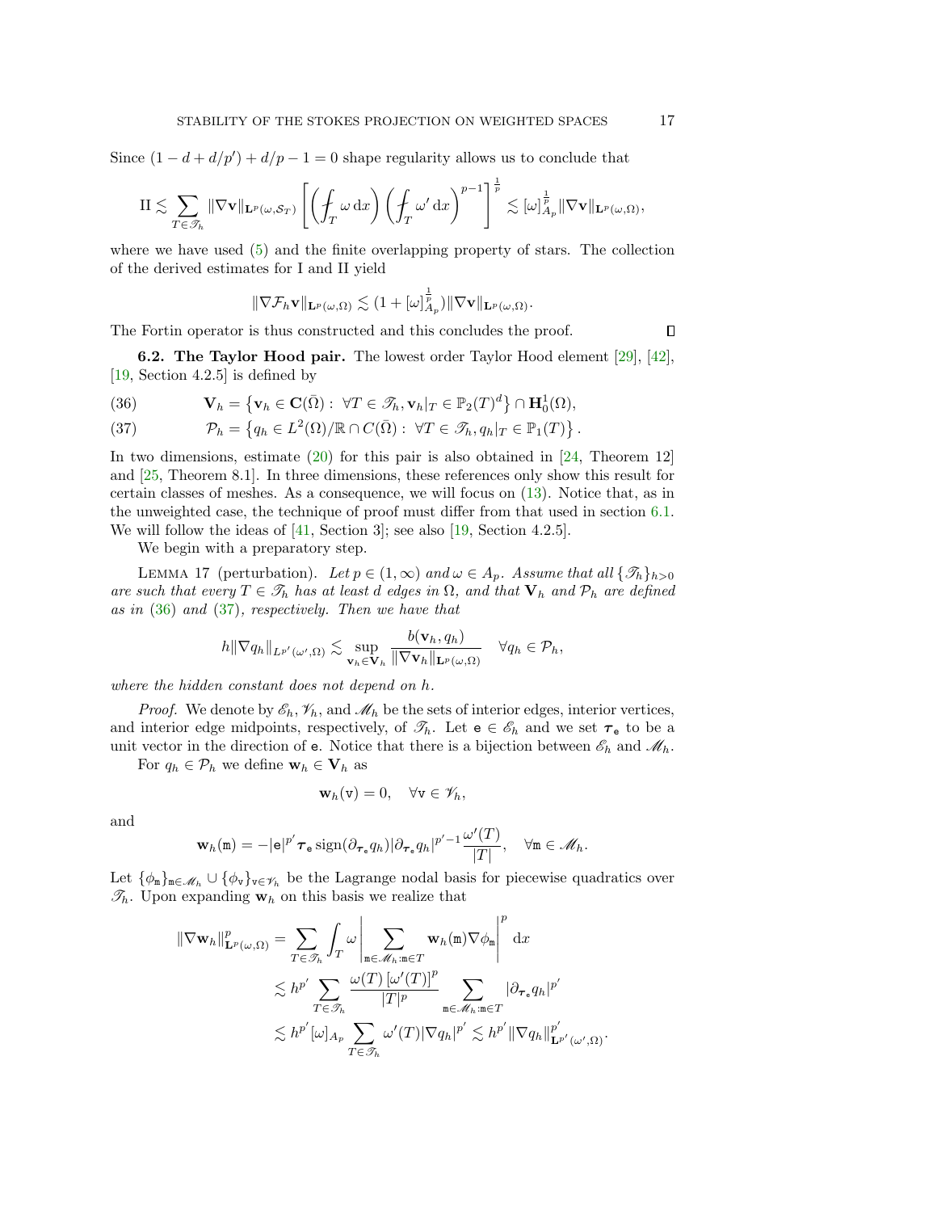Since $(1 - d + d/p') + d/p - 1 = 0$ shape regularity allows us to conclude that

$$
\mathrm{II} \lesssim \sum_{T \in \mathscr{T}_h} \|\nabla \mathbf{v}\|_{\mathbf{L}^p(\omega, \mathcal{S}_T)} \left[ \left( \fint_T \omega \,\mathrm{d}x \right) \left( \fint_T \omega' \,\mathrm{d}x \right)^{p-1} \right]^{\frac{1}{p}} \lesssim [\omega]_{A_p}^{\frac{1}{p}} \|\nabla \mathbf{v}\|_{\mathbf{L}^p(\omega,\Omega)},
$$

where we have used (5) and the finite overlapping property of stars. The collection of the derived estimates for I and II yield

$$
\|\nabla \mathcal{F}_h \mathbf{v}\|_{\mathbf{L}^p(\omega,\Omega)} \lesssim (1 + [\omega]_{A_p}^{\frac{1}{p}}) \|\nabla \mathbf{v}\|_{\mathbf{L}^p(\omega,\Omega)}.
$$

The Fortin operator is thus constructed and this concludes the proof. $\square$

**6.2. The Taylor Hood pair.** The lowest order Taylor Hood element [29], [42], [19, Section 4.2.5] is defined by

$$
\mathbf{V}_h = \left\{ \mathbf{v}_h \in \mathbf{C}(\bar{\Omega}) : \ \forall T \in \mathscr{T}_h, \mathbf{v}_h|_T \in \mathbb{P}_2(T)^d \right\} \cap \mathbf{H}_0^1(\Omega), \tag{36}
$$

$$
\mathcal{P}_h = \left\{ q_h \in L^2(\Omega)/\mathbb{R} \cap C(\bar{\Omega}) : \ \forall T \in \mathscr{T}_h, q_h|_T \in \mathbb{P}_1(T) \right\}. \tag{37}
$$

In two dimensions, estimate (20) for this pair is also obtained in [24, Theorem 12] and [25, Theorem 8.1]. In three dimensions, these references only show this result for certain classes of meshes. As a consequence, we will focus on (13). Notice that, as in the unweighted case, the technique of proof must differ from that used in section 6.1. We will follow the ideas of [41, Section 3]; see also [19, Section 4.2.5].

We begin with a preparatory step.

LEMMA 17 (perturbation). *Let $p \in (1, \infty)$ and $\omega \in A_p$. Assume that all $\{\mathscr{T}_h\}_{h>0}$ are such that every $T \in \mathscr{T}_h$ has at least $d$ edges in $\Omega$, and that $\mathbf{V}_h$ and $\mathcal{P}_h$ are defined as in (36) and (37), respectively. Then we have that*

$$
h \|\nabla q_h\|_{L^{p'}(\omega',\Omega)} \lesssim \sup_{\mathbf{v}_h \in \mathbf{V}_h} \frac{b(\mathbf{v}_h, q_h)}{\|\nabla \mathbf{v}_h\|_{\mathbf{L}^p(\omega,\Omega)}} \quad \forall q_h \in \mathcal{P}_h,
$$

*where the hidden constant does not depend on $h$.*

*Proof.* We denote by $\mathscr{E}_h, \mathscr{V}_h$, and $\mathscr{M}_h$ be the sets of interior edges, interior vertices, and interior edge midpoints, respectively, of $\mathscr{T}_h$. Let $\mathtt{e} \in \mathscr{E}_h$ and we set $\boldsymbol{\tau}_\mathtt{e}$ to be a unit vector in the direction of $\mathtt{e}$. Notice that there is a bijection between $\mathscr{E}_h$ and $\mathscr{M}_h$.

For $q_h \in \mathcal{P}_h$ we define $\mathbf{w}_h \in \mathbf{V}_h$ as

$$
\mathbf{w}_h(\mathtt{v}) = 0, \quad \forall \mathtt{v} \in \mathscr{V}_h,
$$

and

$$
\mathbf{w}_h(\mathtt{m}) = -|\mathtt{e}|^{p'} \boldsymbol{\tau}_\mathtt{e} \operatorname{sign}(\partial_{\boldsymbol{\tau}_\mathtt{e}} q_h) |\partial_{\boldsymbol{\tau}_\mathtt{e}} q_h|^{p'-1} \frac{\omega'(T)}{|T|}, \quad \forall \mathtt{m} \in \mathscr{M}_h.
$$

Let $\{\phi_\mathtt{m}\}_{\mathtt{m} \in \mathscr{M}_h} \cup \{\phi_\mathtt{v}\}_{\mathtt{v} \in \mathscr{V}_h}$ be the Lagrange nodal basis for piecewise quadratics over $\mathscr{T}_h$. Upon expanding $\mathbf{w}_h$ on this basis we realize that

$$
\begin{aligned}
\|\nabla \mathbf{w}_h\|_{\mathbf{L}^p(\omega,\Omega)}^p &= \sum_{T \in \mathscr{T}_h} \int_T \omega \left| \sum_{\mathtt{m} \in \mathscr{M}_h : \mathtt{m} \in T} \mathbf{w}_h(\mathtt{m}) \nabla \phi_\mathtt{m} \right|^p \mathrm{d}x \\
&\lesssim h^{p'} \sum_{T \in \mathscr{T}_h} \frac{\omega(T) \left[\omega'(T)\right]^p}{|T|^p} \sum_{\mathtt{m} \in \mathscr{M}_h : \mathtt{m} \in T} |\partial_{\boldsymbol{\tau}_\mathtt{e}} q_h|^{p'} \\
&\lesssim h^{p'} [\omega]_{A_p} \sum_{T \in \mathscr{T}_h} \omega'(T) |\nabla q_h|^{p'} \lesssim h^{p'} \|\nabla q_h\|_{\mathbf{L}^{p'}(\omega',\Omega)}^{p'}.
\end{aligned}
$$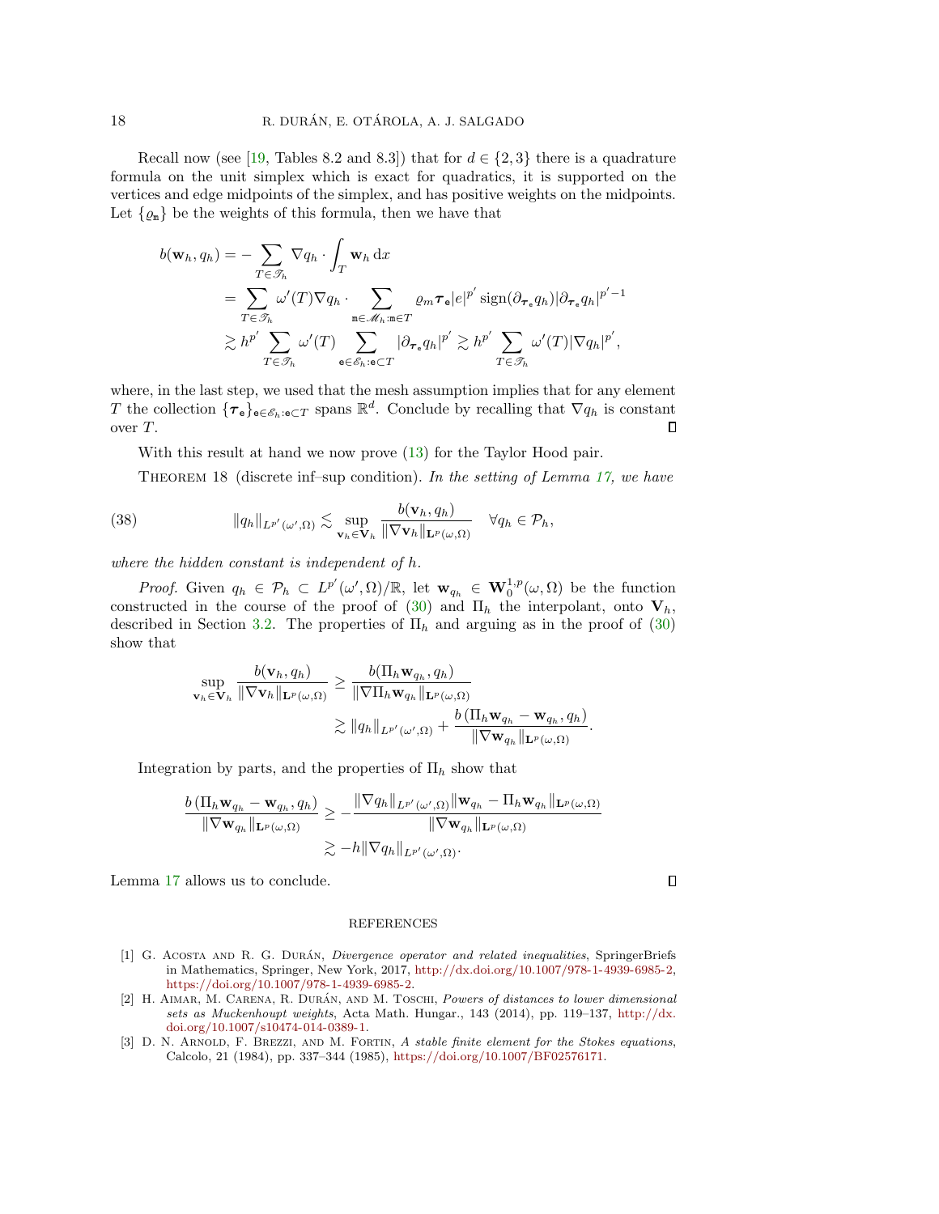Recall now (see [19, Tables 8.2 and 8.3]) that for $d \in \{2,3\}$ there is a quadrature formula on the unit simplex which is exact for quadratics, it is supported on the vertices and edge midpoints of the simplex, and has positive weights on the midpoints. Let $\{\varrho_{\mathtt{m}}\}$ be the weights of this formula, then we have that

$$
\begin{aligned}
b(\mathbf{w}_h, q_h) &= -\sum_{T \in \mathscr{T}_h} \nabla q_h \cdot \int_T \mathbf{w}_h \,\mathrm{d}x \\
&= \sum_{T \in \mathscr{T}_h} \omega'(T) \nabla q_h \cdot \sum_{\mathtt{m} \in \mathscr{M}_h : \mathtt{m} \in T} \varrho_m \boldsymbol{\tau}_{\mathtt{e}} |e|^{p'} \operatorname{sign}(\partial_{\boldsymbol{\tau}_{\mathtt{e}}} q_h) |\partial_{\boldsymbol{\tau}_{\mathtt{e}}} q_h|^{p'-1} \\
&\gtrsim h^{p'} \sum_{T \in \mathscr{T}_h} \omega'(T) \sum_{\mathtt{e} \in \mathscr{E}_h : \mathtt{e} \subset T} |\partial_{\boldsymbol{\tau}_{\mathtt{e}}} q_h|^{p'} \gtrsim h^{p'} \sum_{T \in \mathscr{T}_h} \omega'(T) |\nabla q_h|^{p'},
\end{aligned}
$$

where, in the last step, we used that the mesh assumption implies that for any element $T$ the collection $\{\boldsymbol{\tau}_{\mathtt{e}}\}_{\mathtt{e} \in \mathscr{E}_h : \mathtt{e} \subset T}$ spans $\mathbb{R}^d$. Conclude by recalling that $\nabla q_h$ is constant over $T$. ∎

With this result at hand we now prove (13) for the Taylor Hood pair.

Theorem 18 (discrete inf–sup condition). *In the setting of Lemma 17, we have*

$$
\|q_h\|_{L^{p'}(\omega',\Omega)} \lesssim \sup_{\mathbf{v}_h \in \mathbf{V}_h} \frac{b(\mathbf{v}_h, q_h)}{\|\nabla \mathbf{v}_h\|_{\mathbf{L}^p(\omega,\Omega)}} \quad \forall q_h \in \mathcal{P}_h, \tag{38}
$$

*where the hidden constant is independent of $h$.*

*Proof.* Given $q_h \in \mathcal{P}_h \subset L^{p'}(\omega',\Omega)/\mathbb{R}$, let $\mathbf{w}_{q_h} \in \mathbf{W}_0^{1,p}(\omega,\Omega)$ be the function constructed in the course of the proof of (30) and $\Pi_h$ the interpolant, onto $\mathbf{V}_h$, described in Section 3.2. The properties of $\Pi_h$ and arguing as in the proof of (30) show that

$$
\begin{aligned}
\sup_{\mathbf{v}_h \in \mathbf{V}_h} \frac{b(\mathbf{v}_h, q_h)}{\|\nabla \mathbf{v}_h\|_{\mathbf{L}^p(\omega,\Omega)}} &\geq \frac{b(\Pi_h \mathbf{w}_{q_h}, q_h)}{\|\nabla \Pi_h \mathbf{w}_{q_h}\|_{\mathbf{L}^p(\omega,\Omega)}} \\
&\gtrsim \|q_h\|_{L^{p'}(\omega',\Omega)} + \frac{b\left(\Pi_h \mathbf{w}_{q_h} - \mathbf{w}_{q_h}, q_h\right)}{\|\nabla \mathbf{w}_{q_h}\|_{\mathbf{L}^p(\omega,\Omega)}}.
\end{aligned}
$$

Integration by parts, and the properties of $\Pi_h$ show that

$$
\begin{aligned}
\frac{b\left(\Pi_h \mathbf{w}_{q_h} - \mathbf{w}_{q_h}, q_h\right)}{\|\nabla \mathbf{w}_{q_h}\|_{\mathbf{L}^p(\omega,\Omega)}} &\geq -\frac{\|\nabla q_h\|_{L^{p'}(\omega',\Omega)} \|\mathbf{w}_{q_h} - \Pi_h \mathbf{w}_{q_h}\|_{\mathbf{L}^p(\omega,\Omega)}}{\|\nabla \mathbf{w}_{q_h}\|_{\mathbf{L}^p(\omega,\Omega)}} \\
&\gtrsim -h \|\nabla q_h\|_{L^{p'}(\omega',\Omega)}.
\end{aligned}
$$

Lemma 17 allows us to conclude. ∎

## REFERENCES

[1] G. Acosta and R. G. Durán, *Divergence operator and related inequalities*, SpringerBriefs in Mathematics, Springer, New York, 2017, http://dx.doi.org/10.1007/978-1-4939-6985-2, https://doi.org/10.1007/978-1-4939-6985-2.

[2] H. Aimar, M. Carena, R. Durán, and M. Toschi, *Powers of distances to lower dimensional sets as Muckenhoupt weights*, Acta Math. Hungar., 143 (2014), pp. 119–137, http://dx.doi.org/10.1007/s10474-014-0389-1.

[3] D. N. Arnold, F. Brezzi, and M. Fortin, *A stable finite element for the Stokes equations*, Calcolo, 21 (1984), pp. 337–344 (1985), https://doi.org/10.1007/BF02576171.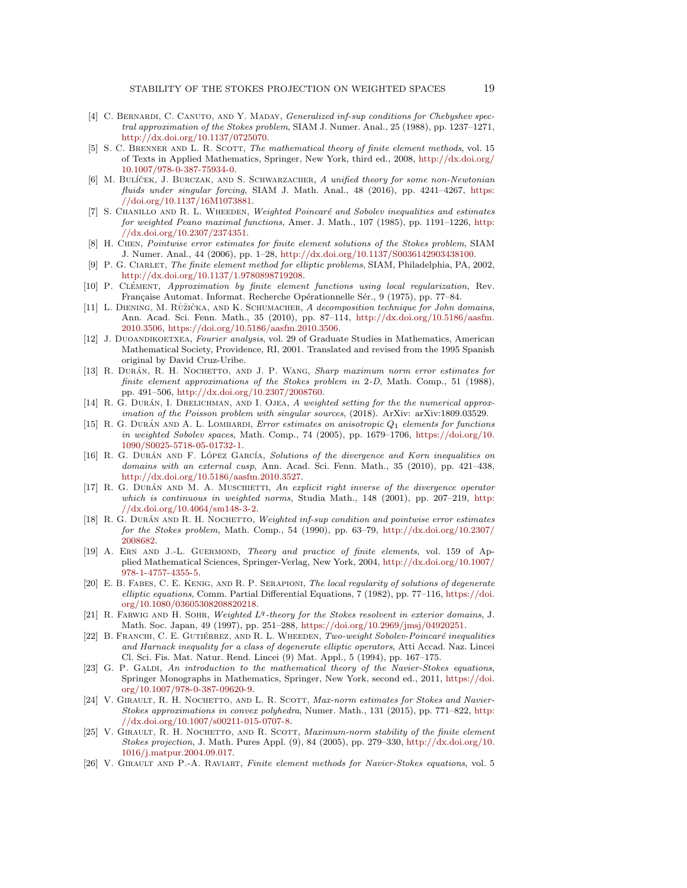[4] C. Bernardi, C. Canuto, and Y. Maday, *Generalized inf-sup conditions for Chebyshev spectral approximation of the Stokes problem*, SIAM J. Numer. Anal., 25 (1988), pp. 1237–1271, http://dx.doi.org/10.1137/0725070.

[5] S. C. Brenner and L. R. Scott, *The mathematical theory of finite element methods*, vol. 15 of Texts in Applied Mathematics, Springer, New York, third ed., 2008, http://dx.doi.org/10.1007/978-0-387-75934-0.

[6] M. Bulíček, J. Burczak, and S. Schwarzacher, *A unified theory for some non-Newtonian fluids under singular forcing*, SIAM J. Math. Anal., 48 (2016), pp. 4241–4267, https://doi.org/10.1137/16M1073881.

[7] S. Chanillo and R. L. Wheeden, *Weighted Poincaré and Sobolev inequalities and estimates for weighted Peano maximal functions*, Amer. J. Math., 107 (1985), pp. 1191–1226, http://dx.doi.org/10.2307/2374351.

[8] H. Chen, *Pointwise error estimates for finite element solutions of the Stokes problem*, SIAM J. Numer. Anal., 44 (2006), pp. 1–28, http://dx.doi.org/10.1137/S0036142903438100.

[9] P. G. Ciarlet, *The finite element method for elliptic problems*, SIAM, Philadelphia, PA, 2002, http://dx.doi.org/10.1137/1.9780898719208.

[10] P. Clément, *Approximation by finite element functions using local regularization*, Rev. Française Automat. Informat. Recherche Opérationnelle Sér., 9 (1975), pp. 77–84.

[11] L. Diening, M. Růžička, and K. Schumacher, *A decomposition technique for John domains*, Ann. Acad. Sci. Fenn. Math., 35 (2010), pp. 87–114, http://dx.doi.org/10.5186/aasfm.2010.3506, https://doi.org/10.5186/aasfm.2010.3506.

[12] J. Duoandikoetxea, *Fourier analysis*, vol. 29 of Graduate Studies in Mathematics, American Mathematical Society, Providence, RI, 2001. Translated and revised from the 1995 Spanish original by David Cruz-Uribe.

[13] R. Durán, R. H. Nochetto, and J. P. Wang, *Sharp maximum norm error estimates for finite element approximations of the Stokes problem in 2-D*, Math. Comp., 51 (1988), pp. 491–506, http://dx.doi.org/10.2307/2008760.

[14] R. G. Durán, I. Drelichman, and I. Ojea, *A weighted setting for the the numerical approximation of the Poisson problem with singular sources*, (2018). ArXiv: arXiv:1809.03529.

[15] R. G. Durán and A. L. Lombardi, *Error estimates on anisotropic $Q_1$ elements for functions in weighted Sobolev spaces*, Math. Comp., 74 (2005), pp. 1679–1706, https://doi.org/10.1090/S0025-5718-05-01732-1.

[16] R. G. Durán and F. López García, *Solutions of the divergence and Korn inequalities on domains with an external cusp*, Ann. Acad. Sci. Fenn. Math., 35 (2010), pp. 421–438, http://dx.doi.org/10.5186/aasfm.2010.3527.

[17] R. G. Durán and M. A. Muschietti, *An explicit right inverse of the divergence operator which is continuous in weighted norms*, Studia Math., 148 (2001), pp. 207–219, http://dx.doi.org/10.4064/sm148-3-2.

[18] R. G. Durán and R. H. Nochetto, *Weighted inf-sup condition and pointwise error estimates for the Stokes problem*, Math. Comp., 54 (1990), pp. 63–79, http://dx.doi.org/10.2307/2008682.

[19] A. Ern and J.-L. Guermond, *Theory and practice of finite elements*, vol. 159 of Applied Mathematical Sciences, Springer-Verlag, New York, 2004, http://dx.doi.org/10.1007/978-1-4757-4355-5.

[20] E. B. Fabes, C. E. Kenig, and R. P. Serapioni, *The local regularity of solutions of degenerate elliptic equations*, Comm. Partial Differential Equations, 7 (1982), pp. 77–116, https://doi.org/10.1080/03605308208820218.

[21] R. Farwig and H. Sohr, *Weighted $L^q$-theory for the Stokes resolvent in exterior domains*, J. Math. Soc. Japan, 49 (1997), pp. 251–288, https://doi.org/10.2969/jmsj/04920251.

[22] B. Franchi, C. E. Gutiérrez, and R. L. Wheeden, *Two-weight Sobolev-Poincaré inequalities and Harnack inequality for a class of degenerate elliptic operators*, Atti Accad. Naz. Lincei Cl. Sci. Fis. Mat. Natur. Rend. Lincei (9) Mat. Appl., 5 (1994), pp. 167–175.

[23] G. P. Galdi, *An introduction to the mathematical theory of the Navier-Stokes equations*, Springer Monographs in Mathematics, Springer, New York, second ed., 2011, https://doi.org/10.1007/978-0-387-09620-9.

[24] V. Girault, R. H. Nochetto, and L. R. Scott, *Max-norm estimates for Stokes and Navier-Stokes approximations in convex polyhedra*, Numer. Math., 131 (2015), pp. 771–822, http://dx.doi.org/10.1007/s00211-015-0707-8.

[25] V. Girault, R. H. Nochetto, and R. Scott, *Maximum-norm stability of the finite element Stokes projection*, J. Math. Pures Appl. (9), 84 (2005), pp. 279–330, http://dx.doi.org/10.1016/j.matpur.2004.09.017.

[26] V. Girault and P.-A. Raviart, *Finite element methods for Navier-Stokes equations*, vol. 5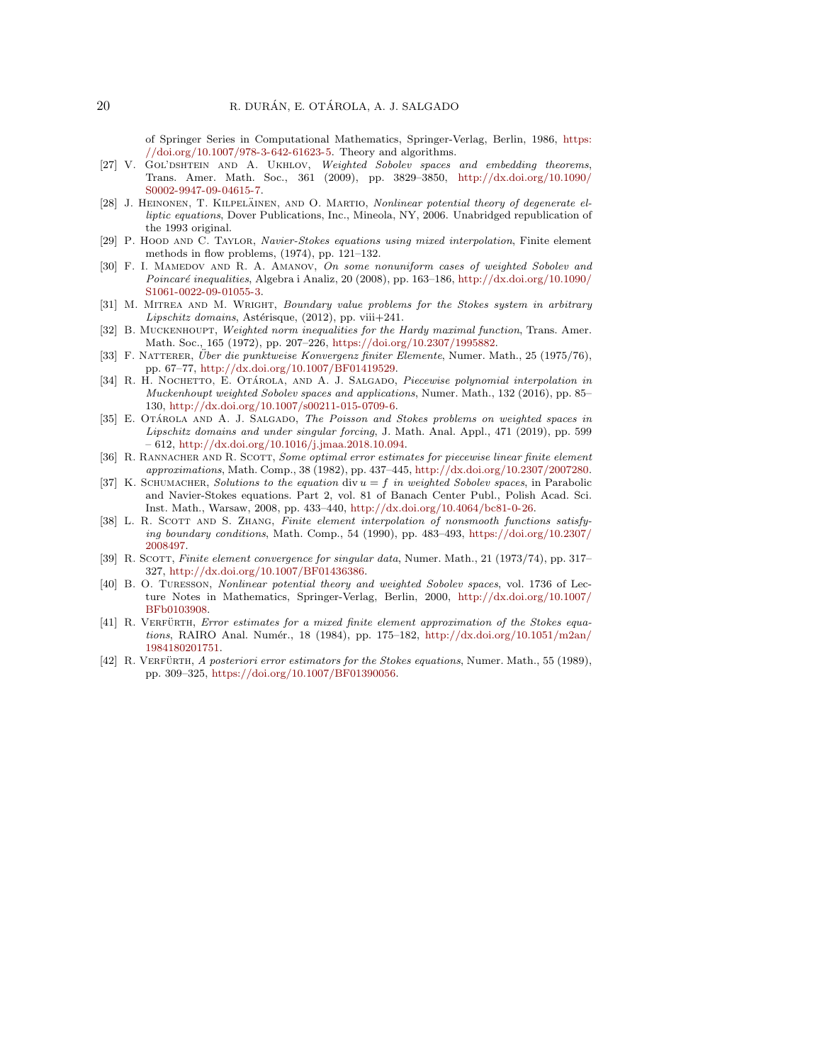of Springer Series in Computational Mathematics, Springer-Verlag, Berlin, 1986, https://doi.org/10.1007/978-3-642-61623-5. Theory and algorithms.

[27] V. Gol'dshtein and A. Ukhlov, *Weighted Sobolev spaces and embedding theorems*, Trans. Amer. Math. Soc., 361 (2009), pp. 3829–3850, http://dx.doi.org/10.1090/S0002-9947-09-04615-7.

[28] J. Heinonen, T. Kilpeläinen, and O. Martio, *Nonlinear potential theory of degenerate elliptic equations*, Dover Publications, Inc., Mineola, NY, 2006. Unabridged republication of the 1993 original.

[29] P. Hood and C. Taylor, *Navier-Stokes equations using mixed interpolation*, Finite element methods in flow problems, (1974), pp. 121–132.

[30] F. I. Mamedov and R. A. Amanov, *On some nonuniform cases of weighted Sobolev and Poincaré inequalities*, Algebra i Analiz, 20 (2008), pp. 163–186, http://dx.doi.org/10.1090/S1061-0022-09-01055-3.

[31] M. Mitrea and M. Wright, *Boundary value problems for the Stokes system in arbitrary Lipschitz domains*, Astérisque, (2012), pp. viii+241.

[32] B. Muckenhoupt, *Weighted norm inequalities for the Hardy maximal function*, Trans. Amer. Math. Soc., 165 (1972), pp. 207–226, https://doi.org/10.2307/1995882.

[33] F. Natterer, *Über die punktweise Konvergenz finiter Elemente*, Numer. Math., 25 (1975/76), pp. 67–77, http://dx.doi.org/10.1007/BF01419529.

[34] R. H. Nochetto, E. Otárola, and A. J. Salgado, *Piecewise polynomial interpolation in Muckenhoupt weighted Sobolev spaces and applications*, Numer. Math., 132 (2016), pp. 85–130, http://dx.doi.org/10.1007/s00211-015-0709-6.

[35] E. Otárola and A. J. Salgado, *The Poisson and Stokes problems on weighted spaces in Lipschitz domains and under singular forcing*, J. Math. Anal. Appl., 471 (2019), pp. 599 – 612, http://dx.doi.org/10.1016/j.jmaa.2018.10.094.

[36] R. Rannacher and R. Scott, *Some optimal error estimates for piecewise linear finite element approximations*, Math. Comp., 38 (1982), pp. 437–445, http://dx.doi.org/10.2307/2007280.

[37] K. Schumacher, *Solutions to the equation* $\operatorname{div} u = f$ *in weighted Sobolev spaces*, in Parabolic and Navier-Stokes equations. Part 2, vol. 81 of Banach Center Publ., Polish Acad. Sci. Inst. Math., Warsaw, 2008, pp. 433–440, http://dx.doi.org/10.4064/bc81-0-26.

[38] L. R. Scott and S. Zhang, *Finite element interpolation of nonsmooth functions satisfying boundary conditions*, Math. Comp., 54 (1990), pp. 483–493, https://doi.org/10.2307/2008497.

[39] R. Scott, *Finite element convergence for singular data*, Numer. Math., 21 (1973/74), pp. 317–327, http://dx.doi.org/10.1007/BF01436386.

[40] B. O. Turesson, *Nonlinear potential theory and weighted Sobolev spaces*, vol. 1736 of Lecture Notes in Mathematics, Springer-Verlag, Berlin, 2000, http://dx.doi.org/10.1007/BFb0103908.

[41] R. Verfürth, *Error estimates for a mixed finite element approximation of the Stokes equations*, RAIRO Anal. Numér., 18 (1984), pp. 175–182, http://dx.doi.org/10.1051/m2an/1984180201751.

[42] R. Verfürth, *A posteriori error estimators for the Stokes equations*, Numer. Math., 55 (1989), pp. 309–325, https://doi.org/10.1007/BF01390056.